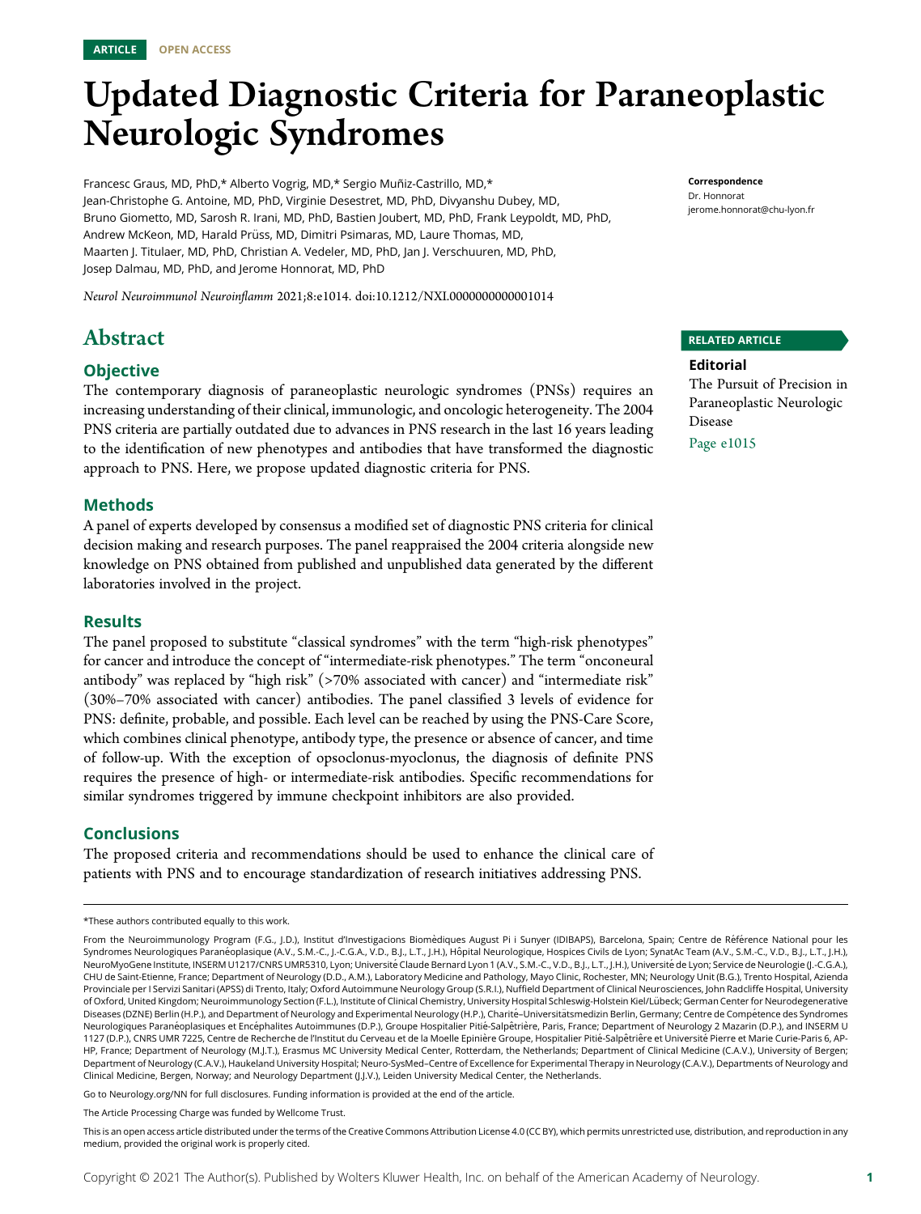ARTICLE OPEN ACCESS

# Updated Diagnostic Criteria for Paraneoplastic Neurologic Syndromes

Francesc Graus, MD, PhD,* Alberto Vogrig, MD,* Sergio Muñiz-Castrillo, MD,* Jean-Christophe G. Antoine, MD, PhD, Virginie Desestret, MD, PhD, Divyanshu Dubey, MD, Bruno Giometto, MD, Sarosh R. Irani, MD, PhD, Bastien Joubert, MD, PhD, Frank Leypoldt, MD, PhD, Andrew McKeon, MD, Harald Prüss, MD, Dimitri Psimaras, MD, Laure Thomas, MD, Maarten J. Titulaer, MD, PhD, Christian A. Vedeler, MD, PhD, Jan J. Verschuuren, MD, PhD, Josep Dalmau, MD, PhD, and Jerome Honnorat, MD, PhD

*Neurol Neuroimmunol Neuroinflamm* 2021;8:e1014. doi:10.1212/NXI.0000000000001014

**Correspondence**
Dr. Honnorat
jerome.honnorat@chu-lyon.fr

**RELATED ARTICLE**

**Editorial**
The Pursuit of Precision in Paraneoplastic Neurologic Disease

Page e1015

## Abstract

### Objective

The contemporary diagnosis of paraneoplastic neurologic syndromes (PNSs) requires an increasing understanding of their clinical, immunologic, and oncologic heterogeneity. The 2004 PNS criteria are partially outdated due to advances in PNS research in the last 16 years leading to the identification of new phenotypes and antibodies that have transformed the diagnostic approach to PNS. Here, we propose updated diagnostic criteria for PNS.

### Methods

A panel of experts developed by consensus a modified set of diagnostic PNS criteria for clinical decision making and research purposes. The panel reappraised the 2004 criteria alongside new knowledge on PNS obtained from published and unpublished data generated by the different laboratories involved in the project.

### Results

The panel proposed to substitute "classical syndromes" with the term "high-risk phenotypes" for cancer and introduce the concept of "intermediate-risk phenotypes." The term "onconeural antibody" was replaced by "high risk" (>70% associated with cancer) and "intermediate risk" (30%–70% associated with cancer) antibodies. The panel classified 3 levels of evidence for PNS: definite, probable, and possible. Each level can be reached by using the PNS-Care Score, which combines clinical phenotype, antibody type, the presence or absence of cancer, and time of follow-up. With the exception of opsoclonus-myoclonus, the diagnosis of definite PNS requires the presence of high- or intermediate-risk antibodies. Specific recommendations for similar syndromes triggered by immune checkpoint inhibitors are also provided.

### Conclusions

The proposed criteria and recommendations should be used to enhance the clinical care of patients with PNS and to encourage standardization of research initiatives addressing PNS.

*These authors contributed equally to this work.

From the Neuroimmunology Program (F.G., J.D.), Institut d'Investigacions Biomèdiques August Pi i Sunyer (IDIBAPS), Barcelona, Spain; Centre de Référence National pour les Syndromes Neurologiques Paranéoplasique (A.V., S.M.-C., J.-C.G.A., V.D., B.J., L.T., J.H.), Hôpital Neurologique, Hospices Civils de Lyon; SynatAc Team (A.V., S.M.-C., V.D., B.J., L.T., J.H.), NeuroMyoGene Institute, INSERM U1217/CNRS UMR5310, Lyon; Université Claude Bernard Lyon 1 (A.V., S.M.-C., V.D., B.J., L.T., J.H.), Université de Lyon; Service de Neurologie (J.-C.G.A.), CHU de Saint-Etienne, France; Department of Neurology (D.D., A.M.), Laboratory Medicine and Pathology, Mayo Clinic, Rochester, MN; Neurology Unit (B.G.), Trento Hospital, Azienda Provinciale per I Servizi Sanitari (APSS) di Trento, Italy; Oxford Autoimmune Neurology Group (S.R.I.), Nuffield Department of Clinical Neurosciences, John Radcliffe Hospital, University of Oxford, United Kingdom; Neuroimmunology Section (F.L.), Institute of Clinical Chemistry, University Hospital Schleswig-Holstein Kiel/Lübeck; German Center for Neurodegenerative Diseases (DZNE) Berlin (H.P.), and Department of Neurology and Experimental Neurology (H.P.), Charité–Universitätsmedizin Berlin, Germany; Centre de Compétence des Syndromes Neurologiques Paranéoplasiques et Encéphalites Autoimmunes (D.P.), Groupe Hospitalier Pitié-Salpêtrière, Paris, France; Department of Neurology 2 Mazarin (D.P.), and INSERM U 1127 (D.P.), CNRS UMR 7225, Centre de Recherche de l'Institut du Cerveau et de la Moelle Epinière Groupe, Hospitalier Pitié-Salpêtrière et Université Pierre et Marie Curie-Paris 6, AP-HP, France; Department of Neurology (M.J.T.), Erasmus MC University Medical Center, Rotterdam, the Netherlands; Department of Clinical Medicine (C.A.V.), University of Bergen; Department of Neurology (C.A.V.), Haukeland University Hospital; Neuro-SysMed–Centre of Excellence for Experimental Therapy in Neurology (C.A.V.), Departments of Neurology and Clinical Medicine, Bergen, Norway; and Neurology Department (J.J.V.), Leiden University Medical Center, the Netherlands.

Go to Neurology.org/NN for full disclosures. Funding information is provided at the end of the article.

The Article Processing Charge was funded by Wellcome Trust.

This is an open access article distributed under the terms of the Creative Commons Attribution License 4.0 (CC BY), which permits unrestricted use, distribution, and reproduction in any medium, provided the original work is properly cited.

Copyright © 2021 The Author(s). Published by Wolters Kluwer Health, Inc. on behalf of the American Academy of Neurology.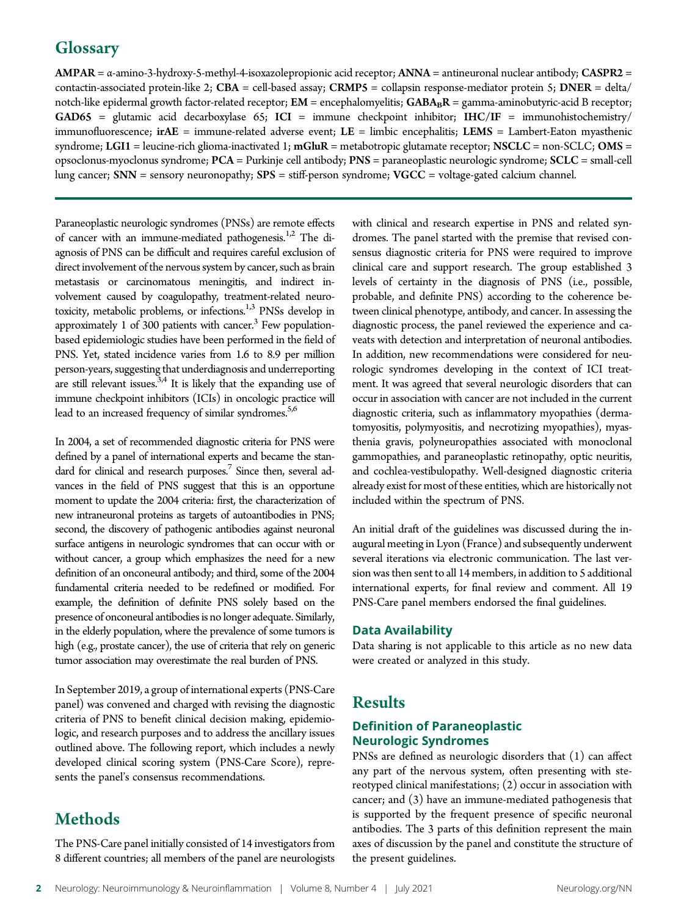## Glossary

**AMPAR** = α-amino-3-hydroxy-5-methyl-4-isoxazolepropionic acid receptor; **ANNA** = antineuronal nuclear antibody; **CASPR2** = contactin-associated protein-like 2; **CBA** = cell-based assay; **CRMP5** = collapsin response-mediator protein 5; **DNER** = delta/notch-like epidermal growth factor-related receptor; **EM** = encephalomyelitis; **$GABA_BR$** = gamma-aminobutyric-acid B receptor; **GAD65** = glutamic acid decarboxylase 65; **ICI** = immune checkpoint inhibitor; **IHC/IF** = immunohistochemistry/immunofluorescence; **irAE** = immune-related adverse event; **LE** = limbic encephalitis; **LEMS** = Lambert-Eaton myasthenic syndrome; **LGI1** = leucine-rich glioma-inactivated 1; **mGluR** = metabotropic glutamate receptor; **NSCLC** = non-SCLC; **OMS** = opsoclonus-myoclonus syndrome; **PCA** = Purkinje cell antibody; **PNS** = paraneoplastic neurologic syndrome; **SCLC** = small-cell lung cancer; **SNN** = sensory neuronopathy; **SPS** = stiff-person syndrome; **VGCC** = voltage-gated calcium channel.

Paraneoplastic neurologic syndromes (PNSs) are remote effects of cancer with an immune-mediated pathogenesis.[1,2] The diagnosis of PNS can be difficult and requires careful exclusion of direct involvement of the nervous system by cancer, such as brain metastasis or carcinomatous meningitis, and indirect involvement caused by coagulopathy, treatment-related neurotoxicity, metabolic problems, or infections.[1,3] PNSs develop in approximately 1 of 300 patients with cancer.[3] Few population-based epidemiologic studies have been performed in the field of PNS. Yet, stated incidence varies from 1.6 to 8.9 per million person-years, suggesting that underdiagnosis and underreporting are still relevant issues.[3,4] It is likely that the expanding use of immune checkpoint inhibitors (ICIs) in oncologic practice will lead to an increased frequency of similar syndromes.[5,6]

In 2004, a set of recommended diagnostic criteria for PNS were defined by a panel of international experts and became the standard for clinical and research purposes.[7] Since then, several advances in the field of PNS suggest that this is an opportune moment to update the 2004 criteria: first, the characterization of new intraneuronal proteins as targets of autoantibodies in PNS; second, the discovery of pathogenic antibodies against neuronal surface antigens in neurologic syndromes that can occur with or without cancer, a group which emphasizes the need for a new definition of an onconeural antibody; and third, some of the 2004 fundamental criteria needed to be redefined or modified. For example, the definition of definite PNS solely based on the presence of onconeural antibodies is no longer adequate. Similarly, in the elderly population, where the prevalence of some tumors is high (e.g., prostate cancer), the use of criteria that rely on generic tumor association may overestimate the real burden of PNS.

In September 2019, a group of international experts (PNS-Care panel) was convened and charged with revising the diagnostic criteria of PNS to benefit clinical decision making, epidemiologic, and research purposes and to address the ancillary issues outlined above. The following report, which includes a newly developed clinical scoring system (PNS-Care Score), represents the panel's consensus recommendations.

# Methods

The PNS-Care panel initially consisted of 14 investigators from 8 different countries; all members of the panel are neurologists with clinical and research expertise in PNS and related syndromes. The panel started with the premise that revised consensus diagnostic criteria for PNS were required to improve clinical care and support research. The group established 3 levels of certainty in the diagnosis of PNS (i.e., possible, probable, and definite PNS) according to the coherence between clinical phenotype, antibody, and cancer. In assessing the diagnostic process, the panel reviewed the experience and caveats with detection and interpretation of neuronal antibodies. In addition, new recommendations were considered for neurologic syndromes developing in the context of ICI treatment. It was agreed that several neurologic disorders that can occur in association with cancer are not included in the current diagnostic criteria, such as inflammatory myopathies (dermatomyositis, polymyositis, and necrotizing myopathies), myasthenia gravis, polyneuropathies associated with monoclonal gammopathies, and paraneoplastic retinopathy, optic neuritis, and cochlea-vestibulopathy. Well-designed diagnostic criteria already exist for most of these entities, which are historically not included within the spectrum of PNS.

An initial draft of the guidelines was discussed during the inaugural meeting in Lyon (France) and subsequently underwent several iterations via electronic communication. The last version was then sent to all 14 members, in addition to 5 additional international experts, for final review and comment. All 19 PNS-Care panel members endorsed the final guidelines.

### Data Availability

Data sharing is not applicable to this article as no new data were created or analyzed in this study.

# Results

### Definition of Paraneoplastic Neurologic Syndromes

PNSs are defined as neurologic disorders that (1) can affect any part of the nervous system, often presenting with stereotyped clinical manifestations; (2) occur in association with cancer; and (3) have an immune-mediated pathogenesis that is supported by the frequent presence of specific neuronal antibodies. The 3 parts of this definition represent the main axes of discussion by the panel and constitute the structure of the present guidelines.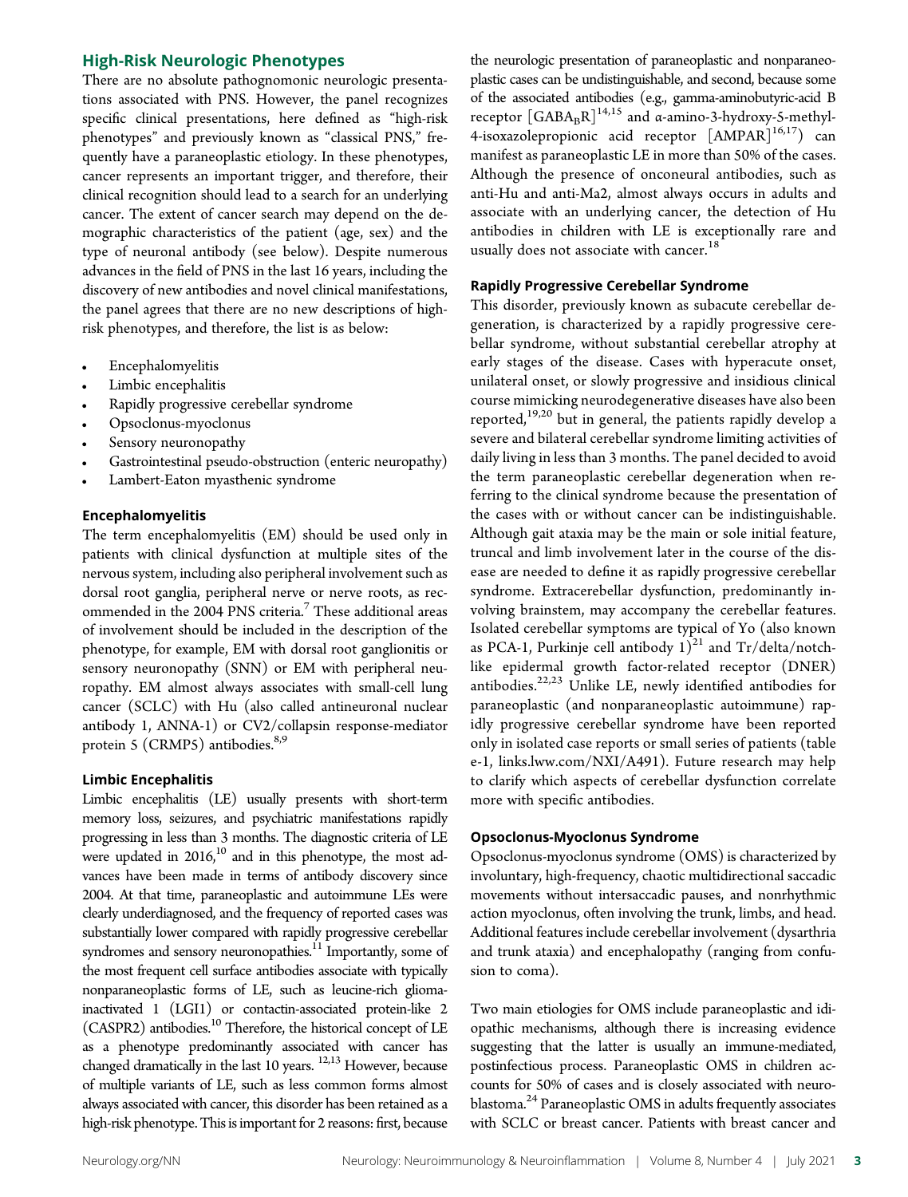## High-Risk Neurologic Phenotypes

There are no absolute pathognomonic neurologic presentations associated with PNS. However, the panel recognizes specific clinical presentations, here defined as "high-risk phenotypes" and previously known as "classical PNS," frequently have a paraneoplastic etiology. In these phenotypes, cancer represents an important trigger, and therefore, their clinical recognition should lead to a search for an underlying cancer. The extent of cancer search may depend on the demographic characteristics of the patient (age, sex) and the type of neuronal antibody (see below). Despite numerous advances in the field of PNS in the last 16 years, including the discovery of new antibodies and novel clinical manifestations, the panel agrees that there are no new descriptions of high-risk phenotypes, and therefore, the list is as below:

- Encephalomyelitis
- Limbic encephalitis
- Rapidly progressive cerebellar syndrome
- Opsoclonus-myoclonus
- Sensory neuronopathy
- Gastrointestinal pseudo-obstruction (enteric neuropathy)
- Lambert-Eaton myasthenic syndrome

### Encephalomyelitis

The term encephalomyelitis (EM) should be used only in patients with clinical dysfunction at multiple sites of the nervous system, including also peripheral involvement such as dorsal root ganglia, peripheral nerve or nerve roots, as recommended in the 2004 PNS criteria.[7] These additional areas of involvement should be included in the description of the phenotype, for example, EM with dorsal root ganglionitis or sensory neuronopathy (SNN) or EM with peripheral neuropathy. EM almost always associates with small-cell lung cancer (SCLC) with Hu (also called antineuronal nuclear antibody 1, ANNA-1) or CV2/collapsin response-mediator protein 5 (CRMP5) antibodies.[8,9]

### Limbic Encephalitis

Limbic encephalitis (LE) usually presents with short-term memory loss, seizures, and psychiatric manifestations rapidly progressing in less than 3 months. The diagnostic criteria of LE were updated in 2016,[10] and in this phenotype, the most advances have been made in terms of antibody discovery since 2004. At that time, paraneoplastic and autoimmune LEs were clearly underdiagnosed, and the frequency of reported cases was substantially lower compared with rapidly progressive cerebellar syndromes and sensory neuronopathies.[11] Importantly, some of the most frequent cell surface antibodies associate with typically nonparaneoplastic forms of LE, such as leucine-rich glioma-inactivated 1 (LGI1) or contactin-associated protein-like 2 (CASPR2) antibodies.[10] Therefore, the historical concept of LE as a phenotype predominantly associated with cancer has changed dramatically in the last 10 years.[12,13] However, because of multiple variants of LE, such as less common forms almost always associated with cancer, this disorder has been retained as a high-risk phenotype. This is important for 2 reasons: first, because the neurologic presentation of paraneoplastic and nonparaneoplastic cases can be undistinguishable, and second, because some of the associated antibodies (e.g., gamma-aminobutyric-acid B receptor [$GABA_BR$][14,15] and α-amino-3-hydroxy-5-methyl-4-isoxazolepropionic acid receptor [AMPAR][16,17]) can manifest as paraneoplastic LE in more than 50% of the cases. Although the presence of onconeural antibodies, such as anti-Hu and anti-Ma2, almost always occurs in adults and associate with an underlying cancer, the detection of Hu antibodies in children with LE is exceptionally rare and usually does not associate with cancer.[18]

### Rapidly Progressive Cerebellar Syndrome

This disorder, previously known as subacute cerebellar degeneration, is characterized by a rapidly progressive cerebellar syndrome, without substantial cerebellar atrophy at early stages of the disease. Cases with hyperacute onset, unilateral onset, or slowly progressive and insidious clinical course mimicking neurodegenerative diseases have also been reported,[19,20] but in general, the patients rapidly develop a severe and bilateral cerebellar syndrome limiting activities of daily living in less than 3 months. The panel decided to avoid the term paraneoplastic cerebellar degeneration when referring to the clinical syndrome because the presentation of the cases with or without cancer can be indistinguishable. Although gait ataxia may be the main or sole initial feature, truncal and limb involvement later in the course of the disease are needed to define it as rapidly progressive cerebellar syndrome. Extracerebellar dysfunction, predominantly involving brainstem, may accompany the cerebellar features. Isolated cerebellar symptoms are typical of Yo (also known as PCA-1, Purkinje cell antibody 1)[21] and Tr/delta/notch-like epidermal growth factor-related receptor (DNER) antibodies.[22,23] Unlike LE, newly identified antibodies for paraneoplastic (and nonparaneoplastic autoimmune) rapidly progressive cerebellar syndrome have been reported only in isolated case reports or small series of patients (table e-1, links.lww.com/NXI/A491). Future research may help to clarify which aspects of cerebellar dysfunction correlate more with specific antibodies.

### Opsoclonus-Myoclonus Syndrome

Opsoclonus-myoclonus syndrome (OMS) is characterized by involuntary, high-frequency, chaotic multidirectional saccadic movements without intersaccadic pauses, and nonrhythmic action myoclonus, often involving the trunk, limbs, and head. Additional features include cerebellar involvement (dysarthria and trunk ataxia) and encephalopathy (ranging from confusion to coma).

Two main etiologies for OMS include paraneoplastic and idiopathic mechanisms, although there is increasing evidence suggesting that the latter is usually an immune-mediated, postinfectious process. Paraneoplastic OMS in children accounts for 50% of cases and is closely associated with neuroblastoma.[24] Paraneoplastic OMS in adults frequently associates with SCLC or breast cancer. Patients with breast cancer and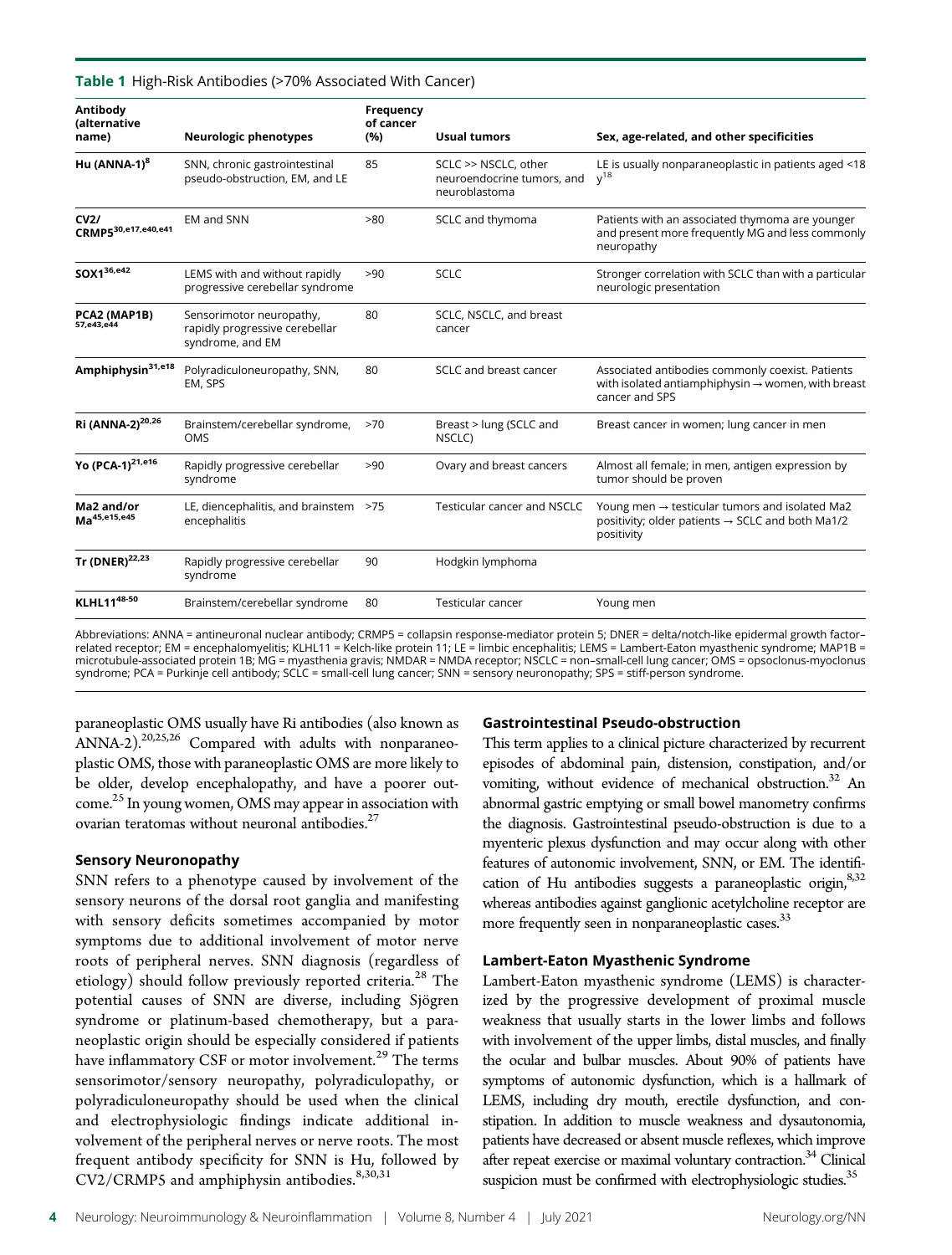**Table 1** High-Risk Antibodies (>70% Associated With Cancer)

| Antibody (alternative name) | Neurologic phenotypes | Frequency of cancer (%) | Usual tumors | Sex, age-related, and other specificities |
|---|---|---|---|---|
| **Hu (ANNA-1)**[8] | SNN, chronic gastrointestinal pseudo-obstruction, EM, and LE | 85 | SCLC >> NSCLC, other neuroendocrine tumors, and neuroblastoma | LE is usually nonparaneoplastic in patients aged <18 y[18] |
| **CV2/ CRMP5**[30,e17,e40,e41] | EM and SNN | >80 | SCLC and thymoma | Patients with an associated thymoma are younger and present more frequently MG and less commonly neuropathy |
| **SOX1**[36,e42] | LEMS with and without rapidly progressive cerebellar syndrome | >90 | SCLC | Stronger correlation with SCLC than with a particular neurologic presentation |
| **PCA2 (MAP1B)**[57,e43,e44] | Sensorimotor neuropathy, rapidly progressive cerebellar syndrome, and EM | 80 | SCLC, NSCLC, and breast cancer | |
| **Amphiphysin**[31,e18] | Polyradiculoneuropathy, SNN, EM, SPS | 80 | SCLC and breast cancer | Associated antibodies commonly coexist. Patients with isolated antiamphiphysin → women, with breast cancer and SPS |
| **Ri (ANNA-2)**[20,26] | Brainstem/cerebellar syndrome, OMS | >70 | Breast > lung (SCLC and NSCLC) | Breast cancer in women; lung cancer in men |
| **Yo (PCA-1)**[21,e16] | Rapidly progressive cerebellar syndrome | >90 | Ovary and breast cancers | Almost all female; in men, antigen expression by tumor should be proven |
| **Ma2 and/or Ma**[45,e15,e45] | LE, diencephalitis, and brainstem encephalitis | >75 | Testicular cancer and NSCLC | Young men → testicular tumors and isolated Ma2 positivity; older patients → SCLC and both Ma1/2 positivity |
| **Tr (DNER)**[22,23] | Rapidly progressive cerebellar syndrome | 90 | Hodgkin lymphoma | |
| **KLHL11**[48-50] | Brainstem/cerebellar syndrome | 80 | Testicular cancer | Young men |

Abbreviations: ANNA = antineuronal nuclear antibody; CRMP5 = collapsin response-mediator protein 5; DNER = delta/notch-like epidermal growth factor–related receptor; EM = encephalomyelitis; KLHL11 = Kelch-like protein 11; LE = limbic encephalitis; LEMS = Lambert-Eaton myasthenic syndrome; MAP1B = microtubule-associated protein 1B; MG = myasthenia gravis; NMDAR = NMDA receptor; NSCLC = non–small-cell lung cancer; OMS = opsoclonus-myoclonus syndrome; PCA = Purkinje cell antibody; SCLC = small-cell lung cancer; SNN = sensory neuronopathy; SPS = stiff-person syndrome.

paraneoplastic OMS usually have Ri antibodies (also known as ANNA-2).[20,25,26] Compared with adults with nonparaneoplastic OMS, those with paraneoplastic OMS are more likely to be older, develop encephalopathy, and have a poorer outcome.[25] In young women, OMS may appear in association with ovarian teratomas without neuronal antibodies.[27]

### Sensory Neuronopathy

SNN refers to a phenotype caused by involvement of the sensory neurons of the dorsal root ganglia and manifesting with sensory deficits sometimes accompanied by motor symptoms due to additional involvement of motor nerve roots of peripheral nerves. SNN diagnosis (regardless of etiology) should follow previously reported criteria.[28] The potential causes of SNN are diverse, including Sjögren syndrome or platinum-based chemotherapy, but a paraneoplastic origin should be especially considered if patients have inflammatory CSF or motor involvement.[29] The terms sensorimotor/sensory neuropathy, polyradiculopathy, or polyradiculoneuropathy should be used when the clinical and electrophysiologic findings indicate additional involvement of the peripheral nerves or nerve roots. The most frequent antibody specificity for SNN is Hu, followed by CV2/CRMP5 and amphiphysin antibodies.[8,30,31]

### Gastrointestinal Pseudo-obstruction

This term applies to a clinical picture characterized by recurrent episodes of abdominal pain, distension, constipation, and/or vomiting, without evidence of mechanical obstruction.[32] An abnormal gastric emptying or small bowel manometry confirms the diagnosis. Gastrointestinal pseudo-obstruction is due to a myenteric plexus dysfunction and may occur along with other features of autonomic involvement, SNN, or EM. The identification of Hu antibodies suggests a paraneoplastic origin,[8,32] whereas antibodies against ganglionic acetylcholine receptor are more frequently seen in nonparaneoplastic cases.[33]

### Lambert-Eaton Myasthenic Syndrome

Lambert-Eaton myasthenic syndrome (LEMS) is characterized by the progressive development of proximal muscle weakness that usually starts in the lower limbs and follows with involvement of the upper limbs, distal muscles, and finally the ocular and bulbar muscles. About 90% of patients have symptoms of autonomic dysfunction, which is a hallmark of LEMS, including dry mouth, erectile dysfunction, and constipation. In addition to muscle weakness and dysautonomia, patients have decreased or absent muscle reflexes, which improve after repeat exercise or maximal voluntary contraction.[34] Clinical suspicion must be confirmed with electrophysiologic studies.[35]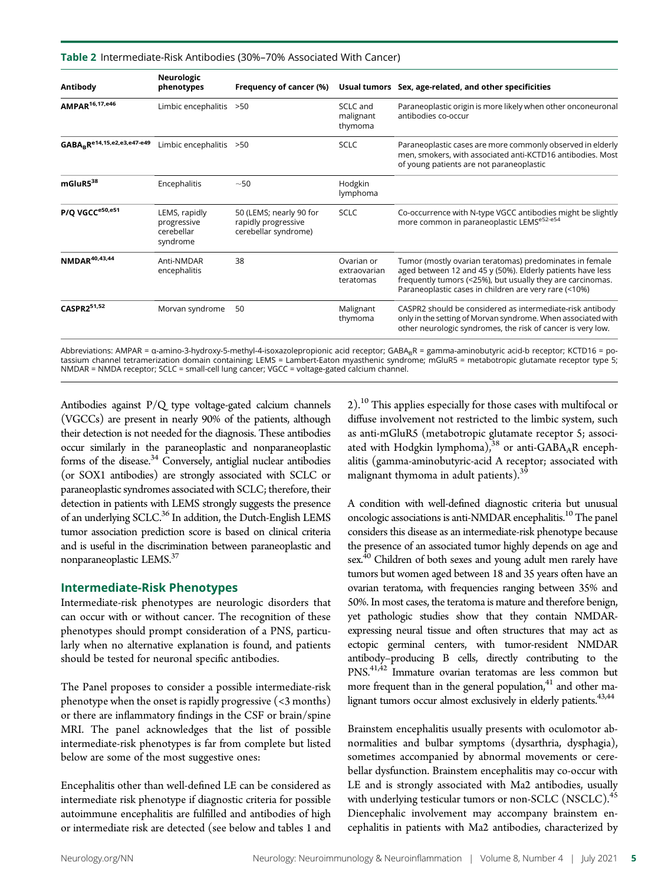**Table 2** Intermediate-Risk Antibodies (30%–70% Associated With Cancer)

| Antibody | Neurologic phenotypes | Frequency of cancer (%) | Usual tumors | Sex, age-related, and other specificities |
|---|---|---|---|---|
| **AMPAR**[16,17,e46] | Limbic encephalitis | >50 | SCLC and malignant thymoma | Paraneoplastic origin is more likely when other onconeuronal antibodies co-occur |
| **$GABA_BR$**[e14,15,e2,e3,e47-e49] | Limbic encephalitis | >50 | SCLC | Paraneoplastic cases are more commonly observed in elderly men, smokers, with associated anti-KCTD16 antibodies. Most of young patients are not paraneoplastic |
| **mGluR5**[38] | Encephalitis | ~50 | Hodgkin lymphoma | |
| **P/Q VGCC**[e50,e51] | LEMS, rapidly progressive cerebellar syndrome | 50 (LEMS; nearly 90 for rapidly progressive cerebellar syndrome) | SCLC | Co-occurrence with N-type VGCC antibodies might be slightly more common in paraneoplastic LEMS[e52-e54] |
| **NMDAR**[40,43,44] | Anti-NMDAR encephalitis | 38 | Ovarian or extraovarian teratomas | Tumor (mostly ovarian teratomas) predominates in female aged between 12 and 45 y (50%). Elderly patients have less frequently tumors (<25%), but usually they are carcinomas. Paraneoplastic cases in children are very rare (<10%) |
| **CASPR2**[51,52] | Morvan syndrome | 50 | Malignant thymoma | CASPR2 should be considered as intermediate-risk antibody only in the setting of Morvan syndrome. When associated with other neurologic syndromes, the risk of cancer is very low. |

Abbreviations: AMPAR = α-amino-3-hydroxy-5-methyl-4-isoxazolepropionic acid receptor; $GABA_BR$ = gamma-aminobutyric acid-b receptor; KCTD16 = potassium channel tetramerization domain containing; LEMS = Lambert-Eaton myasthenic syndrome; mGluR5 = metabotropic glutamate receptor type 5; NMDAR = NMDA receptor; SCLC = small-cell lung cancer; VGCC = voltage-gated calcium channel.

Antibodies against P/Q type voltage-gated calcium channels (VGCCs) are present in nearly 90% of the patients, although their detection is not needed for the diagnosis. These antibodies occur similarly in the paraneoplastic and nonparaneoplastic forms of the disease.[34] Conversely, antiglial nuclear antibodies (or SOX1 antibodies) are strongly associated with SCLC or paraneoplastic syndromes associated with SCLC; therefore, their detection in patients with LEMS strongly suggests the presence of an underlying SCLC.[36] In addition, the Dutch-English LEMS tumor association prediction score is based on clinical criteria and is useful in the discrimination between paraneoplastic and nonparaneoplastic LEMS.[37]

## Intermediate-Risk Phenotypes

Intermediate-risk phenotypes are neurologic disorders that can occur with or without cancer. The recognition of these phenotypes should prompt consideration of a PNS, particularly when no alternative explanation is found, and patients should be tested for neuronal specific antibodies.

The Panel proposes to consider a possible intermediate-risk phenotype when the onset is rapidly progressive (<3 months) or there are inflammatory findings in the CSF or brain/spine MRI. The panel acknowledges that the list of possible intermediate-risk phenotypes is far from complete but listed below are some of the most suggestive ones:

Encephalitis other than well-defined LE can be considered as intermediate risk phenotype if diagnostic criteria for possible autoimmune encephalitis are fulfilled and antibodies of high or intermediate risk are detected (see below and tables 1 and 2).[10] This applies especially for those cases with multifocal or diffuse involvement not restricted to the limbic system, such as anti-mGluR5 (metabotropic glutamate receptor 5; associated with Hodgkin lymphoma),[38] or anti-$GABA_AR$ encephalitis (gamma-aminobutyric-acid A receptor; associated with malignant thymoma in adult patients).[39]

A condition with well-defined diagnostic criteria but unusual oncologic associations is anti-NMDAR encephalitis.[10] The panel considers this disease as an intermediate-risk phenotype because the presence of an associated tumor highly depends on age and sex.[40] Children of both sexes and young adult men rarely have tumors but women aged between 18 and 35 years often have an ovarian teratoma, with frequencies ranging between 35% and 50%. In most cases, the teratoma is mature and therefore benign, yet pathologic studies show that they contain NMDAR-expressing neural tissue and often structures that may act as ectopic germinal centers, with tumor-resident NMDAR antibody–producing B cells, directly contributing to the PNS.[41,42] Immature ovarian teratomas are less common but more frequent than in the general population,[41] and other malignant tumors occur almost exclusively in elderly patients.[43,44]

Brainstem encephalitis usually presents with oculomotor abnormalities and bulbar symptoms (dysarthria, dysphagia), sometimes accompanied by abnormal movements or cerebellar dysfunction. Brainstem encephalitis may co-occur with LE and is strongly associated with Ma2 antibodies, usually with underlying testicular tumors or non-SCLC (NSCLC).[45] Diencephalic involvement may accompany brainstem encephalitis in patients with Ma2 antibodies, characterized by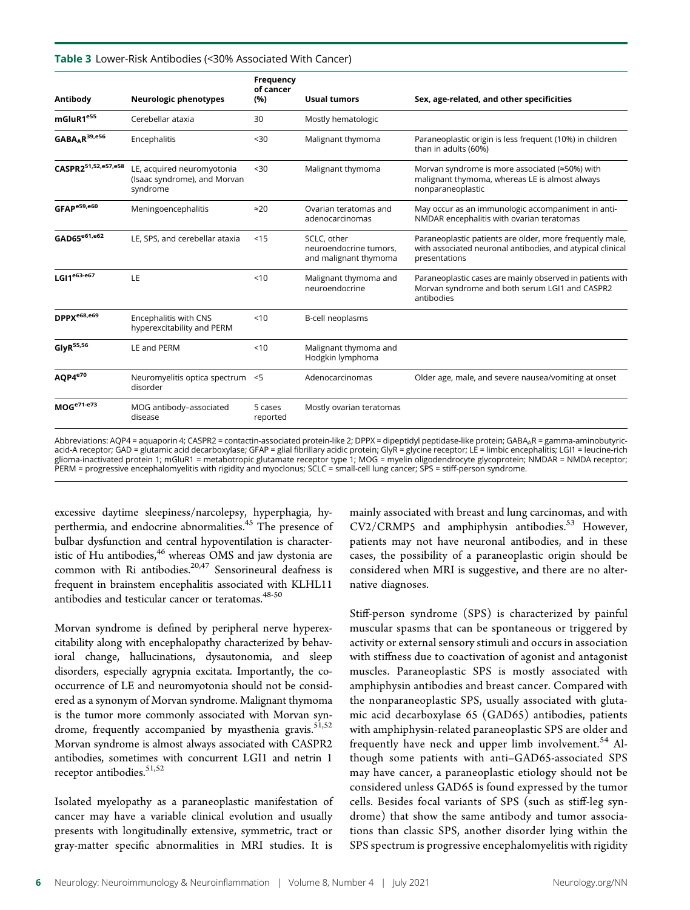**Table 3** Lower-Risk Antibodies (<30% Associated With Cancer)

| Antibody | Neurologic phenotypes | Frequency of cancer (%) | Usual tumors | Sex, age-related, and other specificities |
|---|---|---|---|---|
| **mGluR1**[e55] | Cerebellar ataxia | 30 | Mostly hematologic | |
| **$GABA_AR$**[39,e56] | Encephalitis | <30 | Malignant thymoma | Paraneoplastic origin is less frequent (10%) in children than in adults (60%) |
| **CASPR2**[51,52,e57,e58] | LE, acquired neuromyotonia (Isaac syndrome), and Morvan syndrome | <30 | Malignant thymoma | Morvan syndrome is more associated (≈50%) with malignant thymoma, whereas LE is almost always nonparaneoplastic |
| **GFAP**[e59,e60] | Meningoencephalitis | ≈20 | Ovarian teratomas and adenocarcinomas | May occur as an immunologic accompaniment in anti-NMDAR encephalitis with ovarian teratomas |
| **GAD65**[e61,e62] | LE, SPS, and cerebellar ataxia | <15 | SCLC, other neuroendocrine tumors, and malignant thymoma | Paraneoplastic patients are older, more frequently male, with associated neuronal antibodies, and atypical clinical presentations |
| **LGI1**[e63-e67] | LE | <10 | Malignant thymoma and neuroendocrine | Paraneoplastic cases are mainly observed in patients with Morvan syndrome and both serum LGI1 and CASPR2 antibodies |
| **DPPX**[e68,e69] | Encephalitis with CNS hyperexcitability and PERM | <10 | B-cell neoplasms | |
| **GlyR**[55,56] | LE and PERM | <10 | Malignant thymoma and Hodgkin lymphoma | |
| **AQP4**[e70] | Neuromyelitis optica spectrum disorder | <5 | Adenocarcinomas | Older age, male, and severe nausea/vomiting at onset |
| **MOG**[e71-e73] | MOG antibody–associated disease | 5 cases reported | Mostly ovarian teratomas | |

Abbreviations: AQP4 = aquaporin 4; CASPR2 = contactin-associated protein-like 2; DPPX = dipeptidyl peptidase-like protein; $GABA_AR$ = gamma-aminobutyric-acid-A receptor; GAD = glutamic acid decarboxylase; GFAP = glial fibrillary acidic protein; GlyR = glycine receptor; LE = limbic encephalitis; LGI1 = leucine-rich glioma-inactivated protein 1; mGluR1 = metabotropic glutamate receptor type 1; MOG = myelin oligodendrocyte glycoprotein; NMDAR = NMDA receptor; PERM = progressive encephalomyelitis with rigidity and myoclonus; SCLC = small-cell lung cancer; SPS = stiff-person syndrome.

excessive daytime sleepiness/narcolepsy, hyperphagia, hyperthermia, and endocrine abnormalities.[45] The presence of bulbar dysfunction and central hypoventilation is characteristic of Hu antibodies,[46] whereas OMS and jaw dystonia are common with Ri antibodies.[20,47] Sensorineural deafness is frequent in brainstem encephalitis associated with KLHL11 antibodies and testicular cancer or teratomas.[48-50]

Morvan syndrome is defined by peripheral nerve hyperexcitability along with encephalopathy characterized by behavioral change, hallucinations, dysautonomia, and sleep disorders, especially agrypnia excitata. Importantly, the co-occurrence of LE and neuromyotonia should not be considered as a synonym of Morvan syndrome. Malignant thymoma is the tumor more commonly associated with Morvan syndrome, frequently accompanied by myasthenia gravis.[51,52] Morvan syndrome is almost always associated with CASPR2 antibodies, sometimes with concurrent LGI1 and netrin 1 receptor antibodies.[51,52]

Isolated myelopathy as a paraneoplastic manifestation of cancer may have a variable clinical evolution and usually presents with longitudinally extensive, symmetric, tract or gray-matter specific abnormalities in MRI studies. It is mainly associated with breast and lung carcinomas, and with CV2/CRMP5 and amphiphysin antibodies.[53] However, patients may not have neuronal antibodies, and in these cases, the possibility of a paraneoplastic origin should be considered when MRI is suggestive, and there are no alternative diagnoses.

Stiff-person syndrome (SPS) is characterized by painful muscular spasms that can be spontaneous or triggered by activity or external sensory stimuli and occurs in association with stiffness due to coactivation of agonist and antagonist muscles. Paraneoplastic SPS is mostly associated with amphiphysin antibodies and breast cancer. Compared with the nonparaneoplastic SPS, usually associated with glutamic acid decarboxylase 65 (GAD65) antibodies, patients with amphiphysin-related paraneoplastic SPS are older and frequently have neck and upper limb involvement.[54] Although some patients with anti–GAD65-associated SPS may have cancer, a paraneoplastic etiology should not be considered unless GAD65 is found expressed by the tumor cells. Besides focal variants of SPS (such as stiff-leg syndrome) that show the same antibody and tumor associations than classic SPS, another disorder lying within the SPS spectrum is progressive encephalomyelitis with rigidity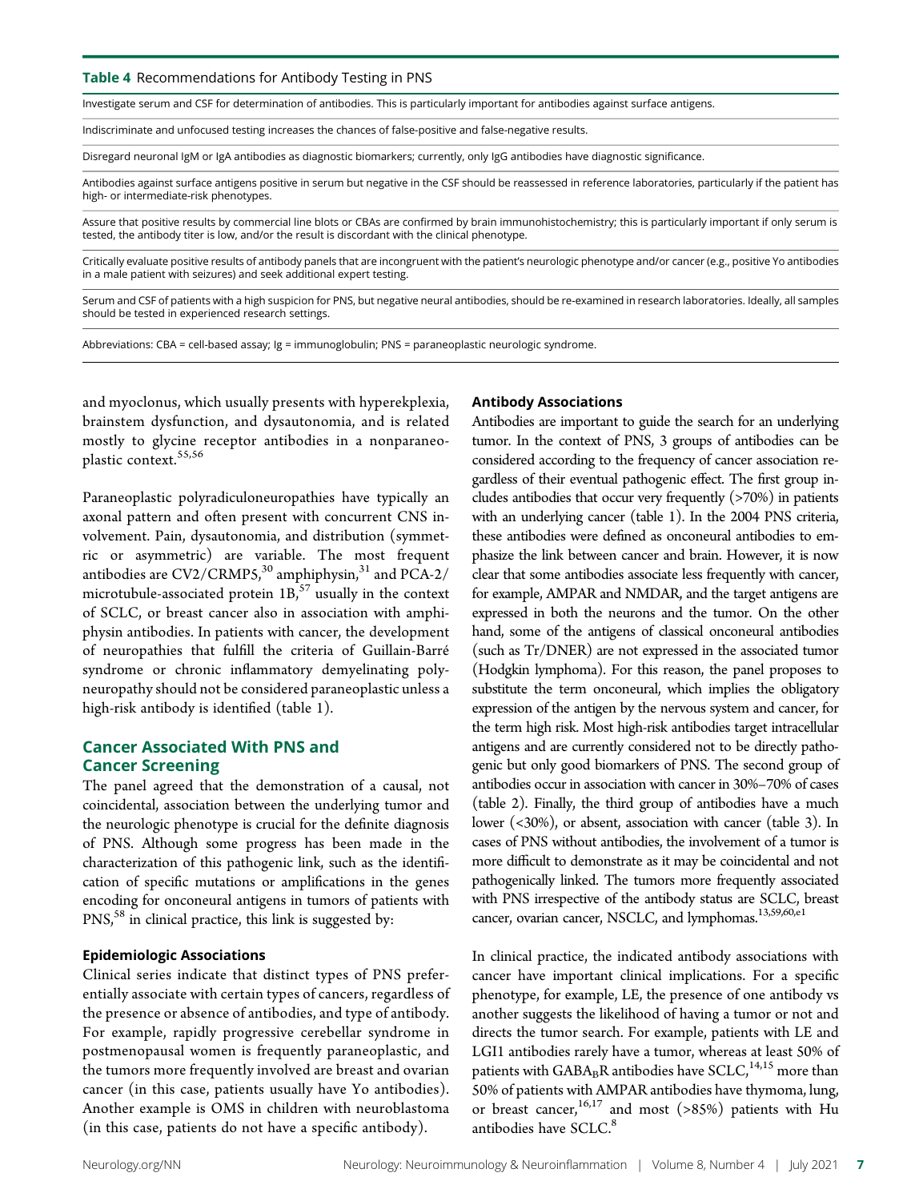**Table 4** Recommendations for Antibody Testing in PNS

| |
|---|
| Investigate serum and CSF for determination of antibodies. This is particularly important for antibodies against surface antigens. |
| Indiscriminate and unfocused testing increases the chances of false-positive and false-negative results. |
| Disregard neuronal IgM or IgA antibodies as diagnostic biomarkers; currently, only IgG antibodies have diagnostic significance. |
| Antibodies against surface antigens positive in serum but negative in the CSF should be reassessed in reference laboratories, particularly if the patient has high- or intermediate-risk phenotypes. |
| Assure that positive results by commercial line blots or CBAs are confirmed by brain immunohistochemistry; this is particularly important if only serum is tested, the antibody titer is low, and/or the result is discordant with the clinical phenotype. |
| Critically evaluate positive results of antibody panels that are incongruent with the patient's neurologic phenotype and/or cancer (e.g., positive Yo antibodies in a male patient with seizures) and seek additional expert testing. |
| Serum and CSF of patients with a high suspicion for PNS, but negative neural antibodies, should be re-examined in research laboratories. Ideally, all samples should be tested in experienced research settings. |

Abbreviations: CBA = cell-based assay; Ig = immunoglobulin; PNS = paraneoplastic neurologic syndrome.

and myoclonus, which usually presents with hyperekplexia, brainstem dysfunction, and dysautonomia, and is related mostly to glycine receptor antibodies in a nonparaneoplastic context.[55,56]

Paraneoplastic polyradiculoneuropathies have typically an axonal pattern and often present with concurrent CNS involvement. Pain, dysautonomia, and distribution (symmetric or asymmetric) are variable. The most frequent antibodies are CV2/CRMP5,[30] amphiphysin,[31] and PCA-2/microtubule-associated protein 1B,[57] usually in the context of SCLC, or breast cancer also in association with amphiphysin antibodies. In patients with cancer, the development of neuropathies that fulfill the criteria of Guillain-Barré syndrome or chronic inflammatory demyelinating polyneuropathy should not be considered paraneoplastic unless a high-risk antibody is identified (table 1).

## Cancer Associated With PNS and Cancer Screening

The panel agreed that the demonstration of a causal, not coincidental, association between the underlying tumor and the neurologic phenotype is crucial for the definite diagnosis of PNS. Although some progress has been made in the characterization of this pathogenic link, such as the identification of specific mutations or amplifications in the genes encoding for onconeural antigens in tumors of patients with PNS,[58] in clinical practice, this link is suggested by:

### Epidemiologic Associations

Clinical series indicate that distinct types of PNS preferentially associate with certain types of cancers, regardless of the presence or absence of antibodies, and type of antibody. For example, rapidly progressive cerebellar syndrome in postmenopausal women is frequently paraneoplastic, and the tumors more frequently involved are breast and ovarian cancer (in this case, patients usually have Yo antibodies). Another example is OMS in children with neuroblastoma (in this case, patients do not have a specific antibody).

### Antibody Associations

Antibodies are important to guide the search for an underlying tumor. In the context of PNS, 3 groups of antibodies can be considered according to the frequency of cancer association regardless of their eventual pathogenic effect. The first group includes antibodies that occur very frequently (>70%) in patients with an underlying cancer (table 1). In the 2004 PNS criteria, these antibodies were defined as onconeural antibodies to emphasize the link between cancer and brain. However, it is now clear that some antibodies associate less frequently with cancer, for example, AMPAR and NMDAR, and the target antigens are expressed in both the neurons and the tumor. On the other hand, some of the antigens of classical onconeural antibodies (such as Tr/DNER) are not expressed in the associated tumor (Hodgkin lymphoma). For this reason, the panel proposes to substitute the term onconeural, which implies the obligatory expression of the antigen by the nervous system and cancer, for the term high risk. Most high-risk antibodies target intracellular antigens and are currently considered not to be directly pathogenic but only good biomarkers of PNS. The second group of antibodies occur in association with cancer in 30%–70% of cases (table 2). Finally, the third group of antibodies have a much lower (<30%), or absent, association with cancer (table 3). In cases of PNS without antibodies, the involvement of a tumor is more difficult to demonstrate as it may be coincidental and not pathogenically linked. The tumors more frequently associated with PNS irrespective of the antibody status are SCLC, breast cancer, ovarian cancer, NSCLC, and lymphomas.[13,59,60,e1]

In clinical practice, the indicated antibody associations with cancer have important clinical implications. For a specific phenotype, for example, LE, the presence of one antibody vs another suggests the likelihood of having a tumor or not and directs the tumor search. For example, patients with LE and LGI1 antibodies rarely have a tumor, whereas at least 50% of patients with $GABA_BR$ antibodies have SCLC,[14,15] more than 50% of patients with AMPAR antibodies have thymoma, lung, or breast cancer,[16,17] and most (>85%) patients with Hu antibodies have SCLC.[8]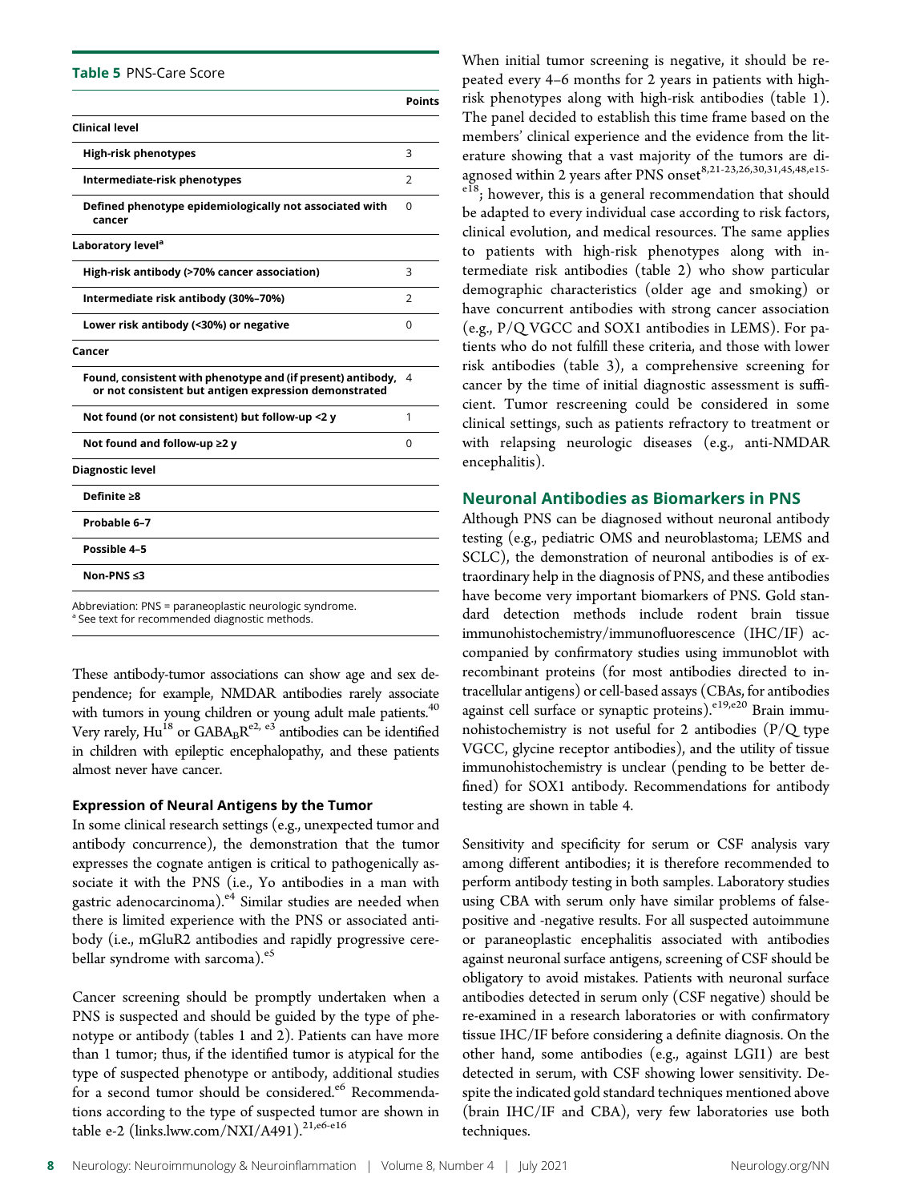**Table 5** PNS-Care Score

| | Points |
|---|---|
| **Clinical level** | |
| **High-risk phenotypes** | 3 |
| **Intermediate-risk phenotypes** | 2 |
| **Defined phenotype epidemiologically not associated with cancer** | 0 |
| **Laboratory level**[a] | |
| **High-risk antibody (>70% cancer association)** | 3 |
| **Intermediate risk antibody (30%–70%)** | 2 |
| **Lower risk antibody (<30%) or negative** | 0 |
| **Cancer** | |
| **Found, consistent with phenotype and (if present) antibody, or not consistent but antigen expression demonstrated** | 4 |
| **Not found (or not consistent) but follow-up <2 y** | 1 |
| **Not found and follow-up ≥2 y** | 0 |
| **Diagnostic level** | |
| **Definite ≥8** | |
| **Probable 6–7** | |
| **Possible 4–5** | |
| **Non-PNS ≤3** | |

Abbreviation: PNS = paraneoplastic neurologic syndrome.
[a] See text for recommended diagnostic methods.

These antibody-tumor associations can show age and sex dependence; for example, NMDAR antibodies rarely associate with tumors in young children or young adult male patients.[40] Very rarely, Hu[18] or $GABA_BR$[e2, e3] antibodies can be identified in children with epileptic encephalopathy, and these patients almost never have cancer.

### Expression of Neural Antigens by the Tumor

In some clinical research settings (e.g., unexpected tumor and antibody concurrence), the demonstration that the tumor expresses the cognate antigen is critical to pathogenically associate it with the PNS (i.e., Yo antibodies in a man with gastric adenocarcinoma).[e4] Similar studies are needed when there is limited experience with the PNS or associated antibody (i.e., mGluR2 antibodies and rapidly progressive cerebellar syndrome with sarcoma).[e5]

Cancer screening should be promptly undertaken when a PNS is suspected and should be guided by the type of phenotype or antibody (tables 1 and 2). Patients can have more than 1 tumor; thus, if the identified tumor is atypical for the type of suspected phenotype or antibody, additional studies for a second tumor should be considered.[e6] Recommendations according to the type of suspected tumor are shown in table e-2 (links.lww.com/NXI/A491).[21,e6-e16]

When initial tumor screening is negative, it should be repeated every 4–6 months for 2 years in patients with high-risk phenotypes along with high-risk antibodies (table 1). The panel decided to establish this time frame based on the members' clinical experience and the evidence from the literature showing that a vast majority of the tumors are diagnosed within 2 years after PNS onset[8,21-23,26,30,31,45,48,e15-e18]; however, this is a general recommendation that should be adapted to every individual case according to risk factors, clinical evolution, and medical resources. The same applies to patients with high-risk phenotypes along with intermediate risk antibodies (table 2) who show particular demographic characteristics (older age and smoking) or have concurrent antibodies with strong cancer association (e.g., P/Q VGCC and SOX1 antibodies in LEMS). For patients who do not fulfill these criteria, and those with lower risk antibodies (table 3), a comprehensive screening for cancer by the time of initial diagnostic assessment is sufficient. Tumor rescreening could be considered in some clinical settings, such as patients refractory to treatment or with relapsing neurologic diseases (e.g., anti-NMDAR encephalitis).

## Neuronal Antibodies as Biomarkers in PNS

Although PNS can be diagnosed without neuronal antibody testing (e.g., pediatric OMS and neuroblastoma; LEMS and SCLC), the demonstration of neuronal antibodies is of extraordinary help in the diagnosis of PNS, and these antibodies have become very important biomarkers of PNS. Gold standard detection methods include rodent brain tissue immunohistochemistry/immunofluorescence (IHC/IF) accompanied by confirmatory studies using immunoblot with recombinant proteins (for most antibodies directed to intracellular antigens) or cell-based assays (CBAs, for antibodies against cell surface or synaptic proteins).[e19,e20] Brain immunohistochemistry is not useful for 2 antibodies (P/Q type VGCC, glycine receptor antibodies), and the utility of tissue immunohistochemistry is unclear (pending to be better defined) for SOX1 antibody. Recommendations for antibody testing are shown in table 4.

Sensitivity and specificity for serum or CSF analysis vary among different antibodies; it is therefore recommended to perform antibody testing in both samples. Laboratory studies using CBA with serum only have similar problems of false-positive and -negative results. For all suspected autoimmune or paraneoplastic encephalitis associated with antibodies against neuronal surface antigens, screening of CSF should be obligatory to avoid mistakes. Patients with neuronal surface antibodies detected in serum only (CSF negative) should be re-examined in a research laboratories or with confirmatory tissue IHC/IF before considering a definite diagnosis. On the other hand, some antibodies (e.g., against LGI1) are best detected in serum, with CSF showing lower sensitivity. Despite the indicated gold standard techniques mentioned above (brain IHC/IF and CBA), very few laboratories use both techniques.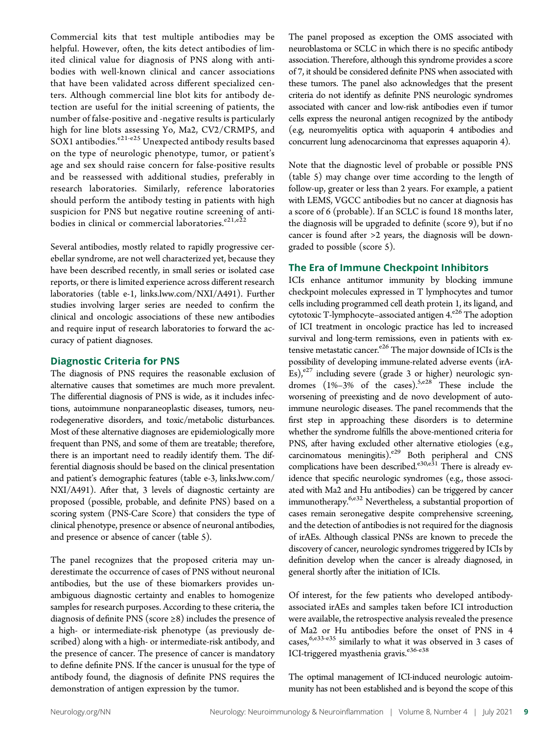Commercial kits that test multiple antibodies may be helpful. However, often, the kits detect antibodies of limited clinical value for diagnosis of PNS along with antibodies with well-known clinical and cancer associations that have been validated across different specialized centers. Although commercial line blot kits for antibody detection are useful for the initial screening of patients, the number of false-positive and -negative results is particularly high for line blots assessing Yo, Ma2, CV2/CRMP5, and SOX1 antibodies.[e21-e25] Unexpected antibody results based on the type of neurologic phenotype, tumor, or patient's age and sex should raise concern for false-positive results and be reassessed with additional studies, preferably in research laboratories. Similarly, reference laboratories should perform the antibody testing in patients with high suspicion for PNS but negative routine screening of antibodies in clinical or commercial laboratories.[e21,e22]

Several antibodies, mostly related to rapidly progressive cerebellar syndrome, are not well characterized yet, because they have been described recently, in small series or isolated case reports, or there is limited experience across different research laboratories (table e-1, links.lww.com/NXI/A491). Further studies involving larger series are needed to confirm the clinical and oncologic associations of these new antibodies and require input of research laboratories to forward the accuracy of patient diagnoses.

## Diagnostic Criteria for PNS

The diagnosis of PNS requires the reasonable exclusion of alternative causes that sometimes are much more prevalent. The differential diagnosis of PNS is wide, as it includes infections, autoimmune nonparaneoplastic diseases, tumors, neurodegenerative disorders, and toxic/metabolic disturbances. Most of these alternative diagnoses are epidemiologically more frequent than PNS, and some of them are treatable; therefore, there is an important need to readily identify them. The differential diagnosis should be based on the clinical presentation and patient's demographic features (table e-3, links.lww.com/NXI/A491). After that, 3 levels of diagnostic certainty are proposed (possible, probable, and definite PNS) based on a scoring system (PNS-Care Score) that considers the type of clinical phenotype, presence or absence of neuronal antibodies, and presence or absence of cancer (table 5).

The panel recognizes that the proposed criteria may underestimate the occurrence of cases of PNS without neuronal antibodies, but the use of these biomarkers provides unambiguous diagnostic certainty and enables to homogenize samples for research purposes. According to these criteria, the diagnosis of definite PNS (score ≥8) includes the presence of a high- or intermediate-risk phenotype (as previously described) along with a high- or intermediate-risk antibody, and the presence of cancer. The presence of cancer is mandatory to define definite PNS. If the cancer is unusual for the type of antibody found, the diagnosis of definite PNS requires the demonstration of antigen expression by the tumor.

The panel proposed as exception the OMS associated with neuroblastoma or SCLC in which there is no specific antibody association. Therefore, although this syndrome provides a score of 7, it should be considered definite PNS when associated with these tumors. The panel also acknowledges that the present criteria do not identify as definite PNS neurologic syndromes associated with cancer and low-risk antibodies even if tumor cells express the neuronal antigen recognized by the antibody (e.g, neuromyelitis optica with aquaporin 4 antibodies and concurrent lung adenocarcinoma that expresses aquaporin 4).

Note that the diagnostic level of probable or possible PNS (table 5) may change over time according to the length of follow-up, greater or less than 2 years. For example, a patient with LEMS, VGCC antibodies but no cancer at diagnosis has a score of 6 (probable). If an SCLC is found 18 months later, the diagnosis will be upgraded to definite (score 9), but if no cancer is found after >2 years, the diagnosis will be downgraded to possible (score 5).

## The Era of Immune Checkpoint Inhibitors

ICIs enhance antitumor immunity by blocking immune checkpoint molecules expressed in T lymphocytes and tumor cells including programmed cell death protein 1, its ligand, and cytotoxic T-lymphocyte–associated antigen 4.[e26] The adoption of ICI treatment in oncologic practice has led to increased survival and long-term remissions, even in patients with extensive metastatic cancer.[e26] The major downside of ICIs is the possibility of developing immune-related adverse events (irAEs),[e27] including severe (grade 3 or higher) neurologic syndromes (1%–3% of the cases).[5,e28] These include the worsening of preexisting and de novo development of autoimmune neurologic diseases. The panel recommends that the first step in approaching these disorders is to determine whether the syndrome fulfills the above-mentioned criteria for PNS, after having excluded other alternative etiologies (e.g., carcinomatous meningitis).[e29] Both peripheral and CNS complications have been described.[e30,e31] There is already evidence that specific neurologic syndromes (e.g., those associated with Ma2 and Hu antibodies) can be triggered by cancer immunotherapy.[6,e32] Nevertheless, a substantial proportion of cases remain seronegative despite comprehensive screening, and the detection of antibodies is not required for the diagnosis of irAEs. Although classical PNSs are known to precede the discovery of cancer, neurologic syndromes triggered by ICIs by definition develop when the cancer is already diagnosed, in general shortly after the initiation of ICIs.

Of interest, for the few patients who developed antibody-associated irAEs and samples taken before ICI introduction were available, the retrospective analysis revealed the presence of Ma2 or Hu antibodies before the onset of PNS in 4 cases,[6,e33-e35] similarly to what it was observed in 3 cases of ICI-triggered myasthenia gravis.[e36-e38]

The optimal management of ICI-induced neurologic autoimmunity has not been established and is beyond the scope of this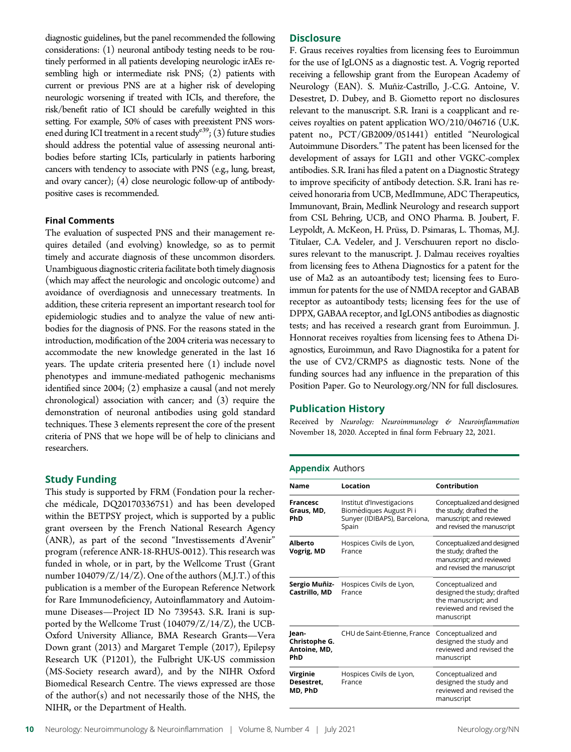diagnostic guidelines, but the panel recommended the following considerations: (1) neuronal antibody testing needs to be routinely performed in all patients developing neurologic irAEs resembling high or intermediate risk PNS; (2) patients with current or previous PNS are at a higher risk of developing neurologic worsening if treated with ICIs, and therefore, the risk/benefit ratio of ICI should be carefully weighted in this setting. For example, 50% of cases with preexistent PNS worsened during ICI treatment in a recent study[e39]; (3) future studies should address the potential value of assessing neuronal antibodies before starting ICIs, particularly in patients harboring cancers with tendency to associate with PNS (e.g., lung, breast, and ovary cancer); (4) close neurologic follow-up of antibody-positive cases is recommended.

### Final Comments

The evaluation of suspected PNS and their management requires detailed (and evolving) knowledge, so as to permit timely and accurate diagnosis of these uncommon disorders. Unambiguous diagnostic criteria facilitate both timely diagnosis (which may affect the neurologic and oncologic outcome) and avoidance of overdiagnosis and unnecessary treatments. In addition, these criteria represent an important research tool for epidemiologic studies and to analyze the value of new antibodies for the diagnosis of PNS. For the reasons stated in the introduction, modification of the 2004 criteria was necessary to accommodate the new knowledge generated in the last 16 years. The update criteria presented here (1) include novel phenotypes and immune-mediated pathogenic mechanisms identified since 2004; (2) emphasize a causal (and not merely chronological) association with cancer; and (3) require the demonstration of neuronal antibodies using gold standard techniques. These 3 elements represent the core of the present criteria of PNS that we hope will be of help to clinicians and researchers.

## Study Funding

This study is supported by FRM (Fondation pour la recherche médicale, DQ20170336751) and has been developed within the BETPSY project, which is supported by a public grant overseen by the French National Research Agency (ANR), as part of the second "Investissements d'Avenir" program (reference ANR-18-RHUS-0012). This research was funded in whole, or in part, by the Wellcome Trust (Grant number 104079/Z/14/Z). One of the authors (M.J.T.) of this publication is a member of the European Reference Network for Rare Immunodeficiency, Autoinflammatory and Autoimmune Diseases—Project ID No 739543. S.R. Irani is supported by the Wellcome Trust (104079/Z/14/Z), the UCB-Oxford University Alliance, BMA Research Grants—Vera Down grant (2013) and Margaret Temple (2017), Epilepsy Research UK (P1201), the Fulbright UK-US commission (MS-Society research award), and by the NIHR Oxford Biomedical Research Centre. The views expressed are those of the author(s) and not necessarily those of the NHS, the NIHR, or the Department of Health.

## Disclosure

F. Graus receives royalties from licensing fees to Euroimmun for the use of IgLON5 as a diagnostic test. A. Vogrig reported receiving a fellowship grant from the European Academy of Neurology (EAN). S. Muñiz-Castrillo, J.-C.G. Antoine, V. Desestret, D. Dubey, and B. Giometto report no disclosures relevant to the manuscript. S.R. Irani is a coapplicant and receives royalties on patent application WO/210/046716 (U.K. patent no., PCT/GB2009/051441) entitled "Neurological Autoimmune Disorders." The patent has been licensed for the development of assays for LGI1 and other VGKC-complex antibodies. S.R. Irani has filed a patent on a Diagnostic Strategy to improve specificity of antibody detection. S.R. Irani has received honoraria from UCB, MedImmune, ADC Therapeutics, Immunovant, Brain, Medlink Neurology and research support from CSL Behring, UCB, and ONO Pharma. B. Joubert, F. Leypoldt, A. McKeon, H. Prüss, D. Psimaras, L. Thomas, M.J. Titulaer, C.A. Vedeler, and J. Verschuuren report no disclosures relevant to the manuscript. J. Dalmau receives royalties from licensing fees to Athena Diagnostics for a patent for the use of Ma2 as an autoantibody test; licensing fees to Euroimmun for patents for the use of NMDA receptor and GABAB receptor as autoantibody tests; licensing fees for the use of DPPX, GABAA receptor, and IgLON5 antibodies as diagnostic tests; and has received a research grant from Euroimmun. J. Honnorat receives royalties from licensing fees to Athena Diagnostics, Euroimmun, and Ravo Diagnostika for a patent for the use of CV2/CRMP5 as diagnostic tests. None of the funding sources had any influence in the preparation of this Position Paper. Go to Neurology.org/NN for full disclosures.

## Publication History

Received by *Neurology: Neuroimmunology & Neuroinflammation* November 18, 2020. Accepted in final form February 22, 2021.

**Appendix** Authors

| Name | Location | Contribution |
|---|---|---|
| **Francesc Graus, MD, PhD** | Institut d'Investigacions Biomèdiques August Pi i Sunyer (IDIBAPS), Barcelona, Spain | Conceptualized and designed the study; drafted the manuscript; and reviewed and revised the manuscript |
| **Alberto Vogrig, MD** | Hospices Civils de Lyon, France | Conceptualized and designed the study; drafted the manuscript; and reviewed and revised the manuscript |
| **Sergio Muñiz-Castrillo, MD** | Hospices Civils de Lyon, France | Conceptualized and designed the study; drafted the manuscript; and reviewed and revised the manuscript |
| **Jean-Christophe G. Antoine, MD, PhD** | CHU de Saint-Etienne, France | Conceptualized and designed the study and reviewed and revised the manuscript |
| **Virginie Desestret, MD, PhD** | Hospices Civils de Lyon, France | Conceptualized and designed the study and reviewed and revised the manuscript |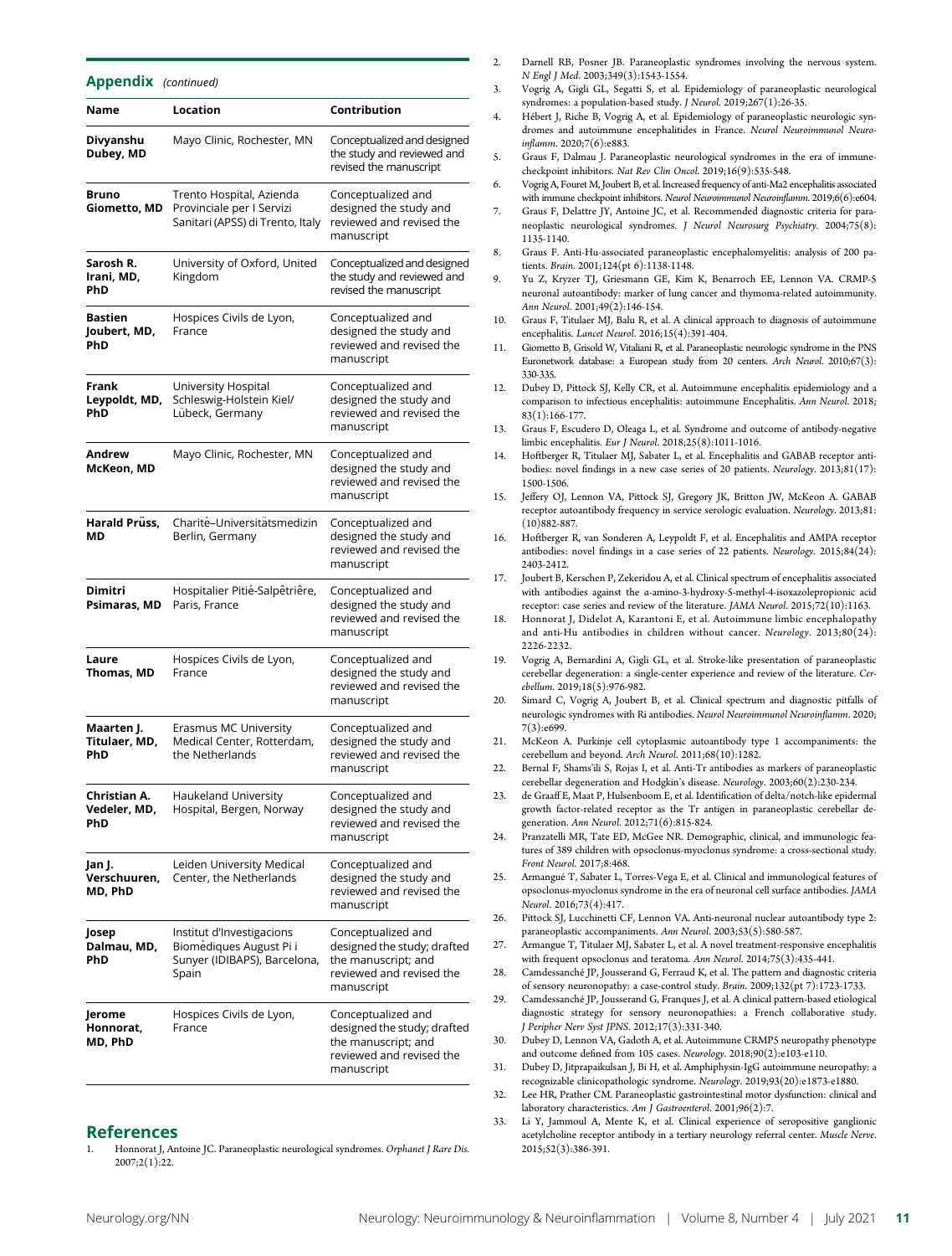## Appendix *(continued)*

| Name | Location | Contribution |
|---|---|---|
| **Divyanshu Dubey, MD** | Mayo Clinic, Rochester, MN | Conceptualized and designed the study and reviewed and revised the manuscript |
| **Bruno Giometto, MD** | Trento Hospital, Azienda Provinciale per I Servizi Sanitari (APSS) di Trento, Italy | Conceptualized and designed the study and reviewed and revised the manuscript |
| **Sarosh R. Irani, MD, PhD** | University of Oxford, United Kingdom | Conceptualized and designed the study and reviewed and revised the manuscript |
| **Bastien Joubert, MD, PhD** | Hospices Civils de Lyon, France | Conceptualized and designed the study and reviewed and revised the manuscript |
| **Frank Leypoldt, MD, PhD** | University Hospital Schleswig-Holstein Kiel/ Lübeck, Germany | Conceptualized and designed the study and reviewed and revised the manuscript |
| **Andrew McKeon, MD** | Mayo Clinic, Rochester, MN | Conceptualized and designed the study and reviewed and revised the manuscript |
| **Harald Prüss, MD** | Charité–Universitätsmedizin Berlin, Germany | Conceptualized and designed the study and reviewed and revised the manuscript |
| **Dimitri Psimaras, MD** | Hospitalier Pitié-Salpêtrière, Paris, France | Conceptualized and designed the study and reviewed and revised the manuscript |
| **Laure Thomas, MD** | Hospices Civils de Lyon, France | Conceptualized and designed the study and reviewed and revised the manuscript |
| **Maarten J. Titulaer, MD, PhD** | Erasmus MC University Medical Center, Rotterdam, the Netherlands | Conceptualized and designed the study and reviewed and revised the manuscript |
| **Christian A. Vedeler, MD, PhD** | Haukeland University Hospital, Bergen, Norway | Conceptualized and designed the study and reviewed and revised the manuscript |
| **Jan J. Verschuuren, MD, PhD** | Leiden University Medical Center, the Netherlands | Conceptualized and designed the study and reviewed and revised the manuscript |
| **Josep Dalmau, MD, PhD** | Institut d'Investigacions Biomèdiques August Pi i Sunyer (IDIBAPS), Barcelona, Spain | Conceptualized and designed the study; drafted the manuscript; and reviewed and revised the manuscript |
| **Jerome Honnorat, MD, PhD** | Hospices Civils de Lyon, France | Conceptualized and designed the study; drafted the manuscript; and reviewed and revised the manuscript |

## References

1. Honnorat J, Antoine JC. Paraneoplastic neurological syndromes. *Orphanet J Rare Dis*. 2007;2(1):22.
2. Darnell RB, Posner JB. Paraneoplastic syndromes involving the nervous system. *N Engl J Med*. 2003;349(3):1543-1554.
3. Vogrig A, Gigli GL, Segatti S, et al. Epidemiology of paraneoplastic neurological syndromes: a population-based study. *J Neurol*. 2019;267(1):26-35.
4. Hébert J, Riche B, Vogrig A, et al. Epidemiology of paraneoplastic neurologic syndromes and autoimmune encephalitides in France. *Neurol Neuroimmunol Neuroinflamm*. 2020;7(6):e883.
5. Graus F, Dalmau J. Paraneoplastic neurological syndromes in the era of immune-checkpoint inhibitors. *Nat Rev Clin Oncol*. 2019;16(9):535-548.
6. Vogrig A, Fouret M, Joubert B, et al. Increased frequency of anti-Ma2 encephalitis associated with immune checkpoint inhibitors. *Neurol Neuroimmunol Neuroinflamm*. 2019;6(6):e604.
7. Graus F, Delattre JY, Antoine JC, et al. Recommended diagnostic criteria for paraneoplastic neurological syndromes. *J Neurol Neurosurg Psychiatry*. 2004;75(8):1135-1140.
8. Graus F. Anti-Hu-associated paraneoplastic encephalomyelitis: analysis of 200 patients. *Brain*. 2001;124(pt 6):1138-1148.
9. Yu Z, Kryzer TJ, Griesmann GE, Kim K, Benarroch EE, Lennon VA. CRMP-5 neuronal autoantibody: marker of lung cancer and thymoma-related autoimmunity. *Ann Neurol*. 2001;49(2):146-154.
10. Graus F, Titulaer MJ, Balu R, et al. A clinical approach to diagnosis of autoimmune encephalitis. *Lancet Neurol*. 2016;15(4):391-404.
11. Giometto B, Grisold W, Vitaliani R, et al. Paraneoplastic neurologic syndrome in the PNS Euronetwork database: a European study from 20 centers. *Arch Neurol*. 2010;67(3):330-335.
12. Dubey D, Pittock SJ, Kelly CR, et al. Autoimmune encephalitis epidemiology and a comparison to infectious encephalitis: autoimmune Encephalitis. *Ann Neurol*. 2018;83(1):166-177.
13. Graus F, Escudero D, Oleaga L, et al. Syndrome and outcome of antibody-negative limbic encephalitis. *Eur J Neurol*. 2018;25(8):1011-1016.
14. Hoftberger R, Titulaer MJ, Sabater L, et al. Encephalitis and GABAB receptor antibodies: novel findings in a new case series of 20 patients. *Neurology*. 2013;81(17):1500-1506.
15. Jeffery OJ, Lennon VA, Pittock SJ, Gregory JK, Britton JW, McKeon A. GABAB receptor autoantibody frequency in service serologic evaluation. *Neurology*. 2013;81:(10)882-887.
16. Hoftberger R, van Sonderen A, Leypoldt F, et al. Encephalitis and AMPA receptor antibodies: novel findings in a case series of 22 patients. *Neurology*. 2015;84(24):2403-2412.
17. Joubert B, Kerschen P, Zekeridou A, et al. Clinical spectrum of encephalitis associated with antibodies against the α-amino-3-hydroxy-5-methyl-4-isoxazolepropionic acid receptor: case series and review of the literature. *JAMA Neurol*. 2015;72(10):1163.
18. Honnorat J, Didelot A, Karantoni E, et al. Autoimmune limbic encephalopathy and anti-Hu antibodies in children without cancer. *Neurology*. 2013;80(24):2226-2232.
19. Vogrig A, Bernardini A, Gigli GL, et al. Stroke-like presentation of paraneoplastic cerebellar degeneration: a single-center experience and review of the literature. *Cerebellum*. 2019;18(5):976-982.
20. Simard C, Vogrig A, Joubert B, et al. Clinical spectrum and diagnostic pitfalls of neurologic syndromes with Ri antibodies. *Neurol Neuroimmunol Neuroinflamm*. 2020;7(3):e699.
21. McKeon A. Purkinje cell cytoplasmic autoantibody type 1 accompaniments: the cerebellum and beyond. *Arch Neurol*. 2011;68(10):1282.
22. Bernal F, Shams'ili S, Rojas I, et al. Anti-Tr antibodies as markers of paraneoplastic cerebellar degeneration and Hodgkin's disease. *Neurology*. 2003;60(2):230-234.
23. de Graaff E, Maat P, Hulsenboom E, et al. Identification of delta/notch-like epidermal growth factor-related receptor as the Tr antigen in paraneoplastic cerebellar degeneration. *Ann Neurol*. 2012;71(6):815-824.
24. Pranzatelli MR, Tate ED, McGee NR. Demographic, clinical, and immunologic features of 389 children with opsoclonus-myoclonus syndrome: a cross-sectional study. *Front Neurol*. 2017;8:468.
25. Armangué T, Sabater L, Torres-Vega E, et al. Clinical and immunological features of opsoclonus-myoclonus syndrome in the era of neuronal cell surface antibodies. *JAMA Neurol*. 2016;73(4):417.
26. Pittock SJ, Lucchinetti CF, Lennon VA. Anti-neuronal nuclear autoantibody type 2: paraneoplastic accompaniments. *Ann Neurol*. 2003;53(5):580-587.
27. Armangue T, Titulaer MJ, Sabater L, et al. A novel treatment-responsive encephalitis with frequent opsoclonus and teratoma. *Ann Neurol*. 2014;75(3):435-441.
28. Camdessanché JP, Jousserand G, Ferraud K, et al. The pattern and diagnostic criteria of sensory neuronopathy: a case-control study. *Brain*. 2009;132(pt 7):1723-1733.
29. Camdessanché JP, Jousserand G, Franques J, et al. A clinical pattern-based etiological diagnostic strategy for sensory neuronopathies: a French collaborative study. *J Peripher Nerv Syst JPNS*. 2012;17(3):331-340.
30. Dubey D, Lennon VA, Gadoth A, et al. Autoimmune CRMP5 neuropathy phenotype and outcome defined from 105 cases. *Neurology*. 2018;90(2):e103-e110.
31. Dubey D, Jitprapaikulsan J, Bi H, et al. Amphiphysin-IgG autoimmune neuropathy: a recognizable clinicopathologic syndrome. *Neurology*. 2019;93(20):e1873-e1880.
32. Lee HR, Prather CM. Paraneoplastic gastrointestinal motor dysfunction: clinical and laboratory characteristics. *Am J Gastroenterol*. 2001;96(2):7.
33. Li Y, Jammoul A, Mente K, et al. Clinical experience of seropositive ganglionic acetylcholine receptor antibody in a tertiary neurology referral center. *Muscle Nerve*. 2015;52(3):386-391.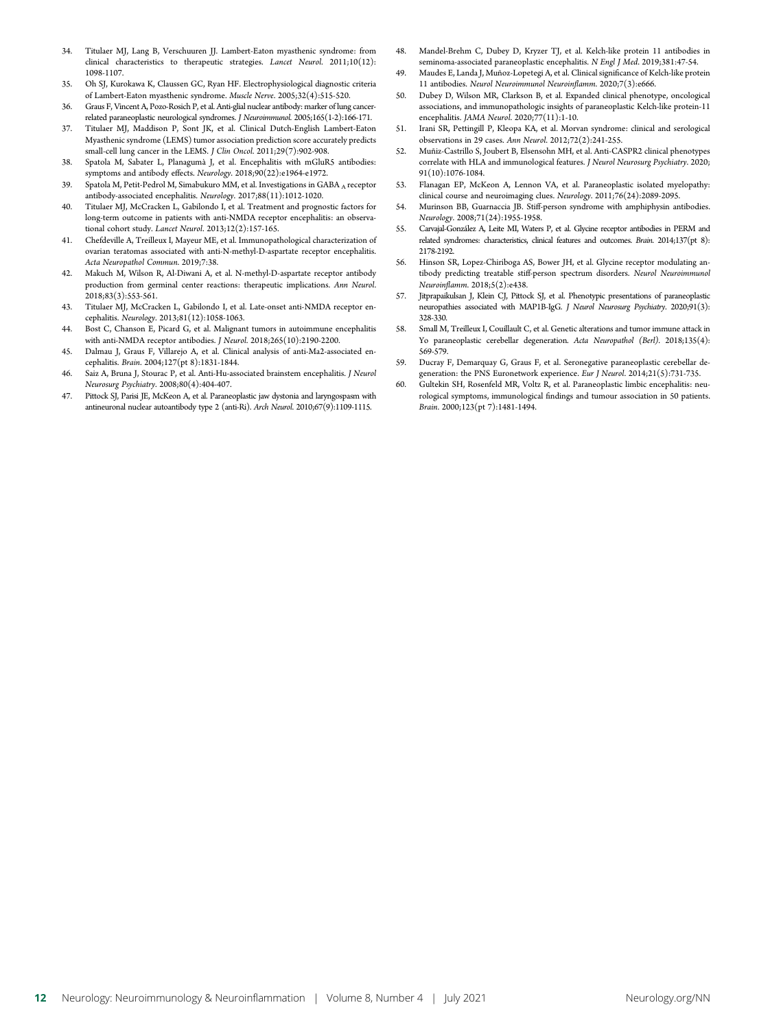34. Titulaer MJ, Lang B, Verschuuren JJ. Lambert-Eaton myasthenic syndrome: from clinical characteristics to therapeutic strategies. *Lancet Neurol*. 2011;10(12): 1098-1107.
35. Oh SJ, Kurokawa K, Claussen GC, Ryan HF. Electrophysiological diagnostic criteria of Lambert-Eaton myasthenic syndrome. *Muscle Nerve*. 2005;32(4):515-520.
36. Graus F, Vincent A, Pozo-Rosich P, et al. Anti-glial nuclear antibody: marker of lung cancer-related paraneoplastic neurological syndromes. *J Neuroimmunol*. 2005;165(1-2):166-171.
37. Titulaer MJ, Maddison P, Sont JK, et al. Clinical Dutch-English Lambert-Eaton Myasthenic syndrome (LEMS) tumor association prediction score accurately predicts small-cell lung cancer in the LEMS. *J Clin Oncol*. 2011;29(7):902-908.
38. Spatola M, Sabater L, Planagumà J, et al. Encephalitis with mGluR5 antibodies: symptoms and antibody effects. *Neurology*. 2018;90(22):e1964-e1972.
39. Spatola M, Petit-Pedrol M, Simabukuro MM, et al. Investigations in GABA $_A$ receptor antibody-associated encephalitis. *Neurology*. 2017;88(11):1012-1020.
40. Titulaer MJ, McCracken L, Gabilondo I, et al. Treatment and prognostic factors for long-term outcome in patients with anti-NMDA receptor encephalitis: an observational cohort study. *Lancet Neurol*. 2013;12(2):157-165.
41. Chefdeville A, Treilleux I, Mayeur ME, et al. Immunopathological characterization of ovarian teratomas associated with anti-N-methyl-D-aspartate receptor encephalitis. *Acta Neuropathol Commun*. 2019;7:38.
42. Makuch M, Wilson R, Al-Diwani A, et al. N-methyl-D-aspartate receptor antibody production from germinal center reactions: therapeutic implications. *Ann Neurol*. 2018;83(3):553-561.
43. Titulaer MJ, McCracken L, Gabilondo I, et al. Late-onset anti-NMDA receptor encephalitis. *Neurology*. 2013;81(12):1058-1063.
44. Bost C, Chanson E, Picard G, et al. Malignant tumors in autoimmune encephalitis with anti-NMDA receptor antibodies. *J Neurol*. 2018;265(10):2190-2200.
45. Dalmau J, Graus F, Villarejo A, et al. Clinical analysis of anti-Ma2-associated encephalitis. *Brain*. 2004;127(pt 8):1831-1844.
46. Saiz A, Bruna J, Stourac P, et al. Anti-Hu-associated brainstem encephalitis. *J Neurol Neurosurg Psychiatry*. 2008;80(4):404-407.
47. Pittock SJ, Parisi JE, McKeon A, et al. Paraneoplastic jaw dystonia and laryngospasm with antineuronal nuclear autoantibody type 2 (anti-Ri). *Arch Neurol*. 2010;67(9):1109-1115.
48. Mandel-Brehm C, Dubey D, Kryzer TJ, et al. Kelch-like protein 11 antibodies in seminoma-associated paraneoplastic encephalitis. *N Engl J Med*. 2019;381:47-54.
49. Maudes E, Landa J, Muñoz-Lopetegi A, et al. Clinical significance of Kelch-like protein 11 antibodies. *Neurol Neuroimmunol Neuroinflamm*. 2020;7(3):e666.
50. Dubey D, Wilson MR, Clarkson B, et al. Expanded clinical phenotype, oncological associations, and immunopathologic insights of paraneoplastic Kelch-like protein-11 encephalitis. *JAMA Neurol*. 2020;77(11):1-10.
51. Irani SR, Pettingill P, Kleopa KA, et al. Morvan syndrome: clinical and serological observations in 29 cases. *Ann Neurol*. 2012;72(2):241-255.
52. Muñiz-Castrillo S, Joubert B, Elsensohn MH, et al. Anti-CASPR2 clinical phenotypes correlate with HLA and immunological features. *J Neurol Neurosurg Psychiatry*. 2020; 91(10):1076-1084.
53. Flanagan EP, McKeon A, Lennon VA, et al. Paraneoplastic isolated myelopathy: clinical course and neuroimaging clues. *Neurology*. 2011;76(24):2089-2095.
54. Murinson BB, Guarnaccia JB. Stiff-person syndrome with amphiphysin antibodies. *Neurology*. 2008;71(24):1955-1958.
55. Carvajal-González A, Leite MI, Waters P, et al. Glycine receptor antibodies in PERM and related syndromes: characteristics, clinical features and outcomes. *Brain*. 2014;137(pt 8): 2178-2192.
56. Hinson SR, Lopez-Chiriboga AS, Bower JH, et al. Glycine receptor modulating antibody predicting treatable stiff-person spectrum disorders. *Neurol Neuroimmunol Neuroinflamm*. 2018;5(2):e438.
57. Jitprapaikulsan J, Klein CJ, Pittock SJ, et al. Phenotypic presentations of paraneoplastic neuropathies associated with MAP1B-IgG. *J Neurol Neurosurg Psychiatry*. 2020;91(3): 328-330.
58. Small M, Treilleux I, Couillault C, et al. Genetic alterations and tumor immune attack in Yo paraneoplastic cerebellar degeneration. *Acta Neuropathol (Berl)*. 2018;135(4): 569-579.
59. Ducray F, Demarquay G, Graus F, et al. Seronegative paraneoplastic cerebellar degeneration: the PNS Euronetwork experience. *Eur J Neurol*. 2014;21(5):731-735.
60. Gultekin SH, Rosenfeld MR, Voltz R, et al. Paraneoplastic limbic encephalitis: neurological symptoms, immunological findings and tumour association in 50 patients. *Brain*. 2000;123(pt 7):1481-1494.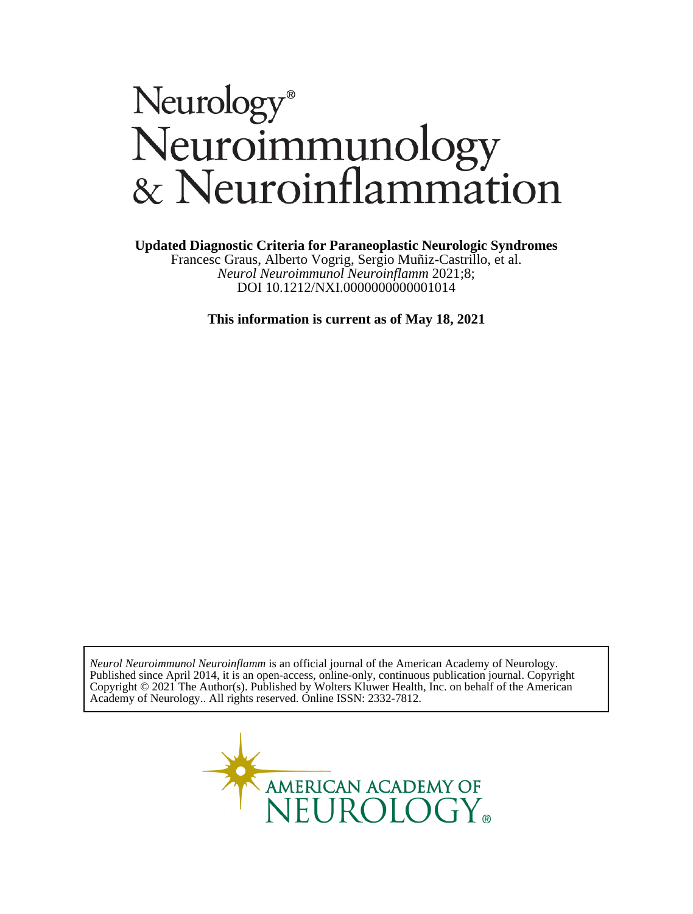# Neurology® Neuroimmunology & Neuroinflammation

**Updated Diagnostic Criteria for Paraneoplastic Neurologic Syndromes**
Francesc Graus, Alberto Vogrig, Sergio Muñiz-Castrillo, et al.
*Neurol Neuroimmunol Neuroinflamm* 2021;8;
DOI 10.1212/NXI.0000000000001014

**This information is current as of May 18, 2021**

*Neurol Neuroimmunol Neuroinflamm* is an official journal of the American Academy of Neurology. Published since April 2014, it is an open-access, online-only, continuous publication journal. Copyright Copyright © 2021 The Author(s). Published by Wolters Kluwer Health, Inc. on behalf of the American Academy of Neurology.. All rights reserved. Online ISSN: 2332-7812.

AMERICAN ACADEMY OF NEUROLOGY®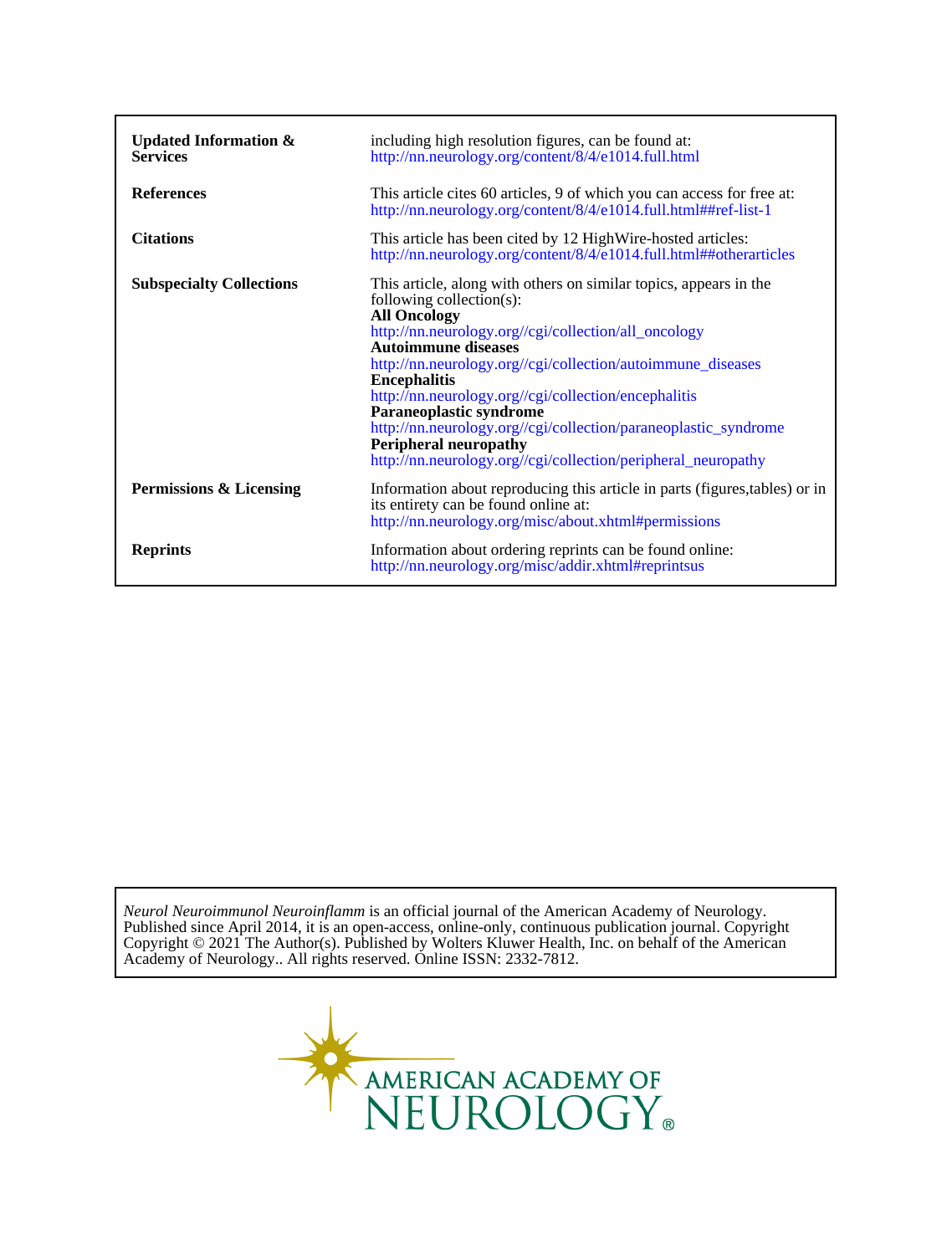| | |
|---|---|
| **Updated Information & Services** | including high resolution figures, can be found at: http://nn.neurology.org/content/8/4/e1014.full.html |
| **References** | This article cites 60 articles, 9 of which you can access for free at: http://nn.neurology.org/content/8/4/e1014.full.html##ref-list-1 |
| **Citations** | This article has been cited by 12 HighWire-hosted articles: http://nn.neurology.org/content/8/4/e1014.full.html##otherarticles |
| **Subspecialty Collections** | This article, along with others on similar topics, appears in the following collection(s): **All Oncology** http://nn.neurology.org//cgi/collection/all_oncology **Autoimmune diseases** http://nn.neurology.org//cgi/collection/autoimmune_diseases **Encephalitis** http://nn.neurology.org//cgi/collection/encephalitis **Paraneoplastic syndrome** http://nn.neurology.org//cgi/collection/paraneoplastic_syndrome **Peripheral neuropathy** http://nn.neurology.org//cgi/collection/peripheral_neuropathy |
| **Permissions & Licensing** | Information about reproducing this article in parts (figures,tables) or in its entirety can be found online at: http://nn.neurology.org/misc/about.xhtml#permissions |
| **Reprints** | Information about ordering reprints can be found online: http://nn.neurology.org/misc/addir.xhtml#reprintsus |

*Neurol Neuroimmunol Neuroinflamm* is an official journal of the American Academy of Neurology. Published since April 2014, it is an open-access, online-only, continuous publication journal. Copyright Copyright © 2021 The Author(s). Published by Wolters Kluwer Health, Inc. on behalf of the American Academy of Neurology.. All rights reserved. Online ISSN: 2332-7812.

AMERICAN ACADEMY OF NEUROLOGY®